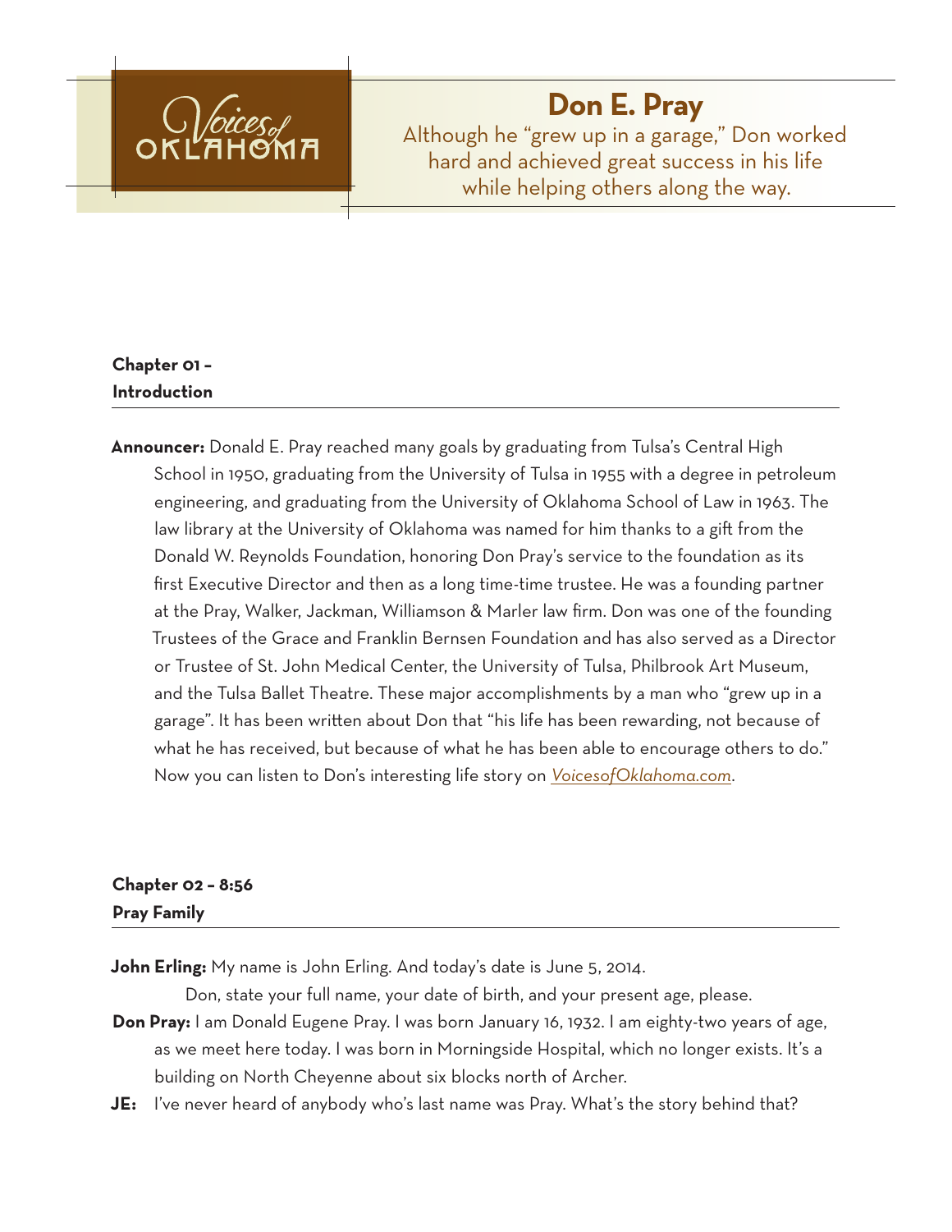# Don E. Pray

Although he "grew up in a garage," Don worked hard and achieved great success in his life while helping others along the way.

## Chapter 01 – Introduction

**Announcer:** Donald E. Pray reached many goals by graduating from Tulsa's Central High School in 1950, graduating from the University of Tulsa in 1955 with a degree in petroleum engineering, and graduating from the University of Oklahoma School of Law in 1963. The law library at the University of Oklahoma was named for him thanks to a gift from the Donald W. Reynolds Foundation, honoring Don Pray's service to the foundation as its first Executive Director and then as a long time-time trustee. He was a founding partner at the Pray, Walker, Jackman, Williamson & Marler law firm. Don was one of the founding Trustees of the Grace and Franklin Bernsen Foundation and has also served as a Director or Trustee of St. John Medical Center, the University of Tulsa, Philbrook Art Museum, and the Tulsa Ballet Theatre. These major accomplishments by a man who "grew up in a garage". It has been written about Don that "his life has been rewarding, not because of what he has received, but because of what he has been able to encourage others to do." Now you can listen to Don's interesting life story on *VoicesofOklahoma.com*.

## Chapter 02 – 8:56 Pray Family

**John Erling:** My name is John Erling. And today's date is June 5, 2014.

Don, state your full name, your date of birth, and your present age, please.

**Don Pray:** I am Donald Eugene Pray. I was born January 16, 1932. I am eighty-two years of age, as we meet here today. I was born in Morningside Hospital, which no longer exists. It's a building on North Cheyenne about six blocks north of Archer.

**JE:** I've never heard of anybody who's last name was Pray. What's the story behind that?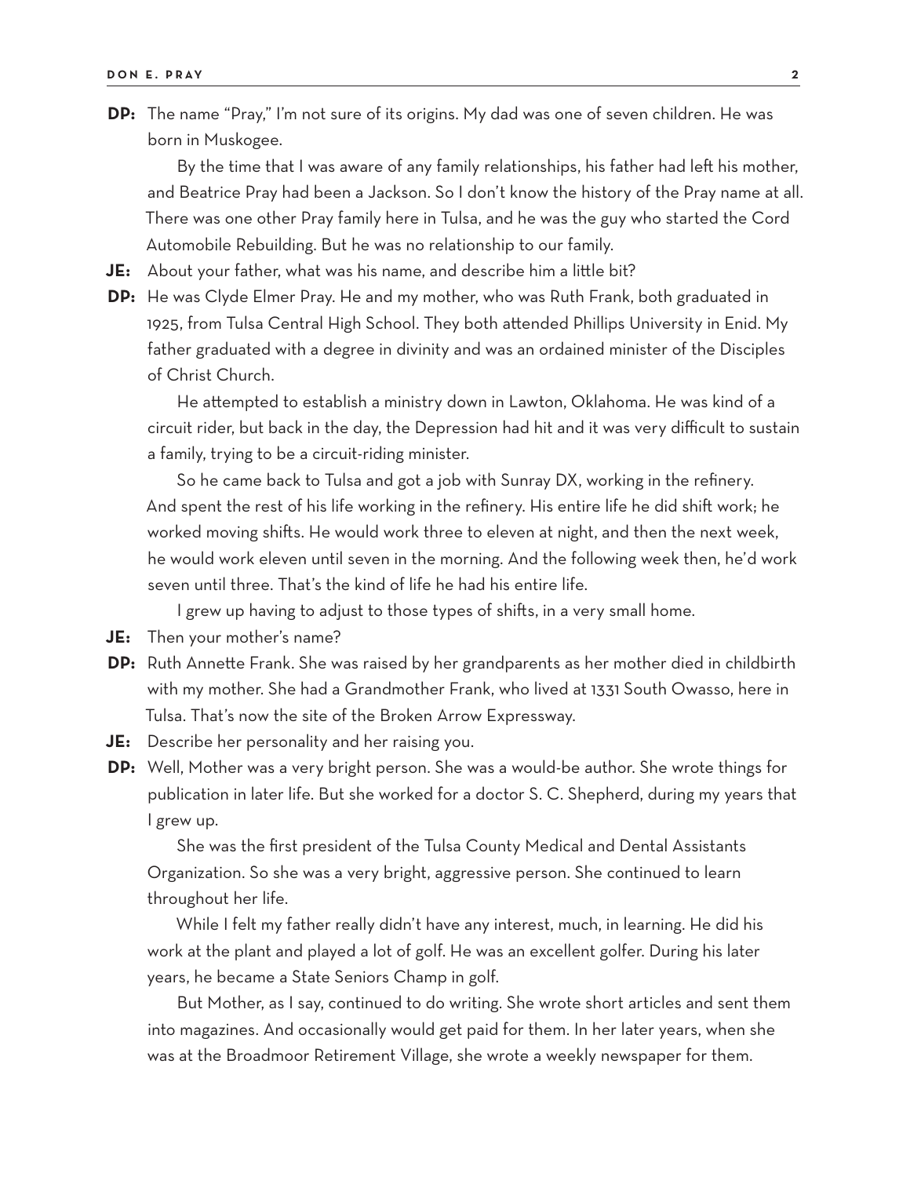**DP:** The name "Pray," I'm not sure of its origins. My dad was one of seven children. He was born in Muskogee.

By the time that I was aware of any family relationships, his father had left his mother, and Beatrice Pray had been a Jackson. So I don't know the history of the Pray name at all. There was one other Pray family here in Tulsa, and he was the guy who started the Cord Automobile Rebuilding. But he was no relationship to our family.

**JE:** About your father, what was his name, and describe him a little bit?

**DP:** He was Clyde Elmer Pray. He and my mother, who was Ruth Frank, both graduated in 1925, from Tulsa Central High School. They both attended Phillips University in Enid. My father graduated with a degree in divinity and was an ordained minister of the Disciples of Christ Church.

He attempted to establish a ministry down in Lawton, Oklahoma. He was kind of a circuit rider, but back in the day, the Depression had hit and it was very difficult to sustain a family, trying to be a circuit-riding minister.

So he came back to Tulsa and got a job with Sunray DX, working in the refinery. And spent the rest of his life working in the refinery. His entire life he did shift work; he worked moving shifts. He would work three to eleven at night, and then the next week, he would work eleven until seven in the morning. And the following week then, he'd work seven until three. That's the kind of life he had his entire life.

I grew up having to adjust to those types of shifts, in a very small home.

**JE:** Then your mother's name?

**DP:** Ruth Annette Frank. She was raised by her grandparents as her mother died in childbirth with my mother. She had a Grandmother Frank, who lived at 1331 South Owasso, here in Tulsa. That's now the site of the Broken Arrow Expressway.

**JE:** Describe her personality and her raising you.

**DP:** Well, Mother was a very bright person. She was a would-be author. She wrote things for publication in later life. But she worked for a doctor S. C. Shepherd, during my years that I grew up.

She was the first president of the Tulsa County Medical and Dental Assistants Organization. So she was a very bright, aggressive person. She continued to learn throughout her life.

While I felt my father really didn't have any interest, much, in learning. He did his work at the plant and played a lot of golf. He was an excellent golfer. During his later years, he became a State Seniors Champ in golf.

But Mother, as I say, continued to do writing. She wrote short articles and sent them into magazines. And occasionally would get paid for them. In her later years, when she was at the Broadmoor Retirement Village, she wrote a weekly newspaper for them.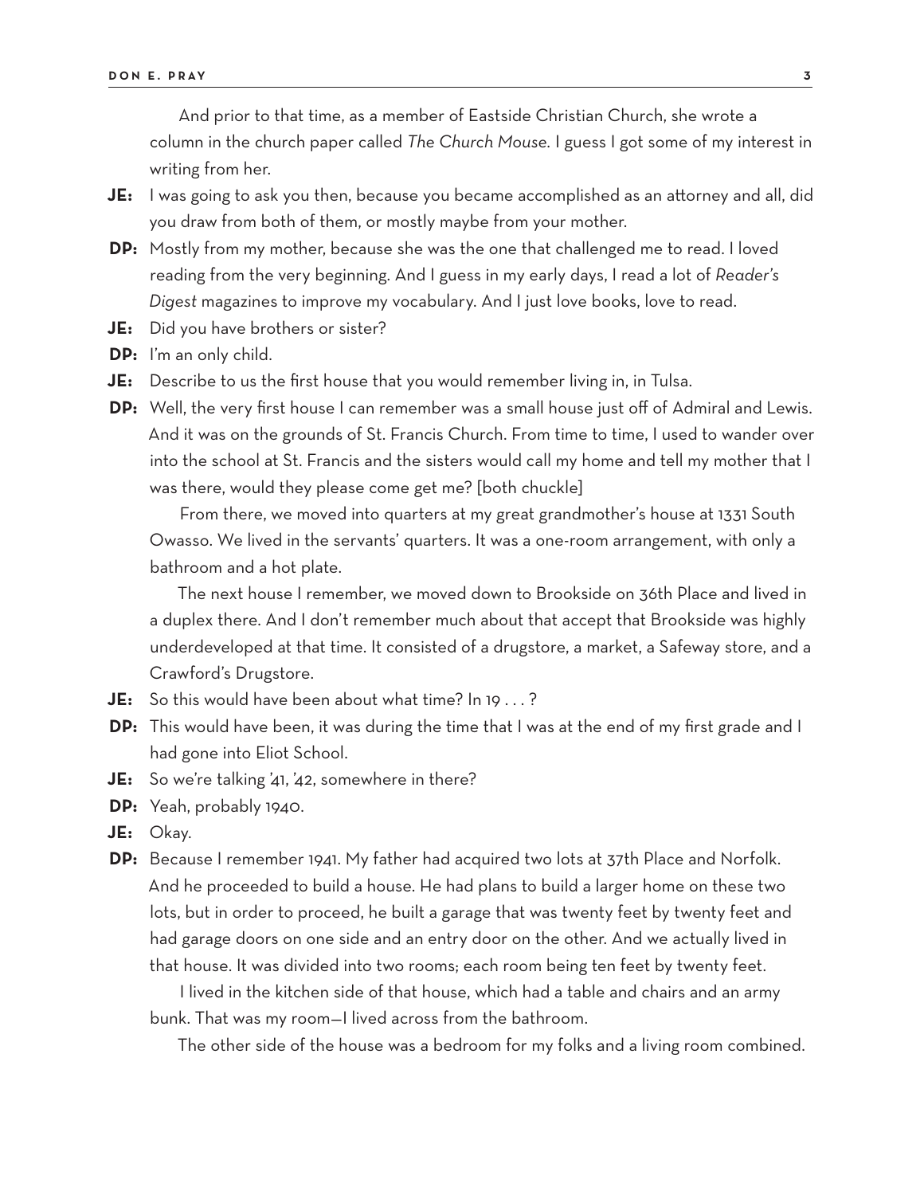And prior to that time, as a member of Eastside Christian Church, she wrote a column in the church paper called *The Church Mouse.* I guess I got some of my interest in writing from her.

**JE:** I was going to ask you then, because you became accomplished as an attorney and all, did you draw from both of them, or mostly maybe from your mother.

**DP:** Mostly from my mother, because she was the one that challenged me to read. I loved reading from the very beginning. And I guess in my early days, I read a lot of *Reader's Digest* magazines to improve my vocabulary. And I just love books, love to read.

**JE:** Did you have brothers or sister?

**DP:** I'm an only child.

**JE:** Describe to us the first house that you would remember living in, in Tulsa.

**DP:** Well, the very first house I can remember was a small house just off of Admiral and Lewis. And it was on the grounds of St. Francis Church. From time to time, I used to wander over into the school at St. Francis and the sisters would call my home and tell my mother that I was there, would they please come get me? [both chuckle]

From there, we moved into quarters at my great grandmother's house at 1331 South Owasso. We lived in the servants' quarters. It was a one-room arrangement, with only a bathroom and a hot plate.

The next house I remember, we moved down to Brookside on 36th Place and lived in a duplex there. And I don't remember much about that accept that Brookside was highly underdeveloped at that time. It consisted of a drugstore, a market, a Safeway store, and a Crawford's Drugstore.

**JE:** So this would have been about what time? In 19 . . . ?

**DP:** This would have been, it was during the time that I was at the end of my first grade and I had gone into Eliot School.

**JE:** So we're talking '41, '42, somewhere in there?

**DP:** Yeah, probably 1940.

**JE:** Okay.

**DP:** Because I remember 1941. My father had acquired two lots at 37th Place and Norfolk. And he proceeded to build a house. He had plans to build a larger home on these two lots, but in order to proceed, he built a garage that was twenty feet by twenty feet and had garage doors on one side and an entry door on the other. And we actually lived in that house. It was divided into two rooms; each room being ten feet by twenty feet.

I lived in the kitchen side of that house, which had a table and chairs and an army bunk. That was my room—I lived across from the bathroom.

The other side of the house was a bedroom for my folks and a living room combined.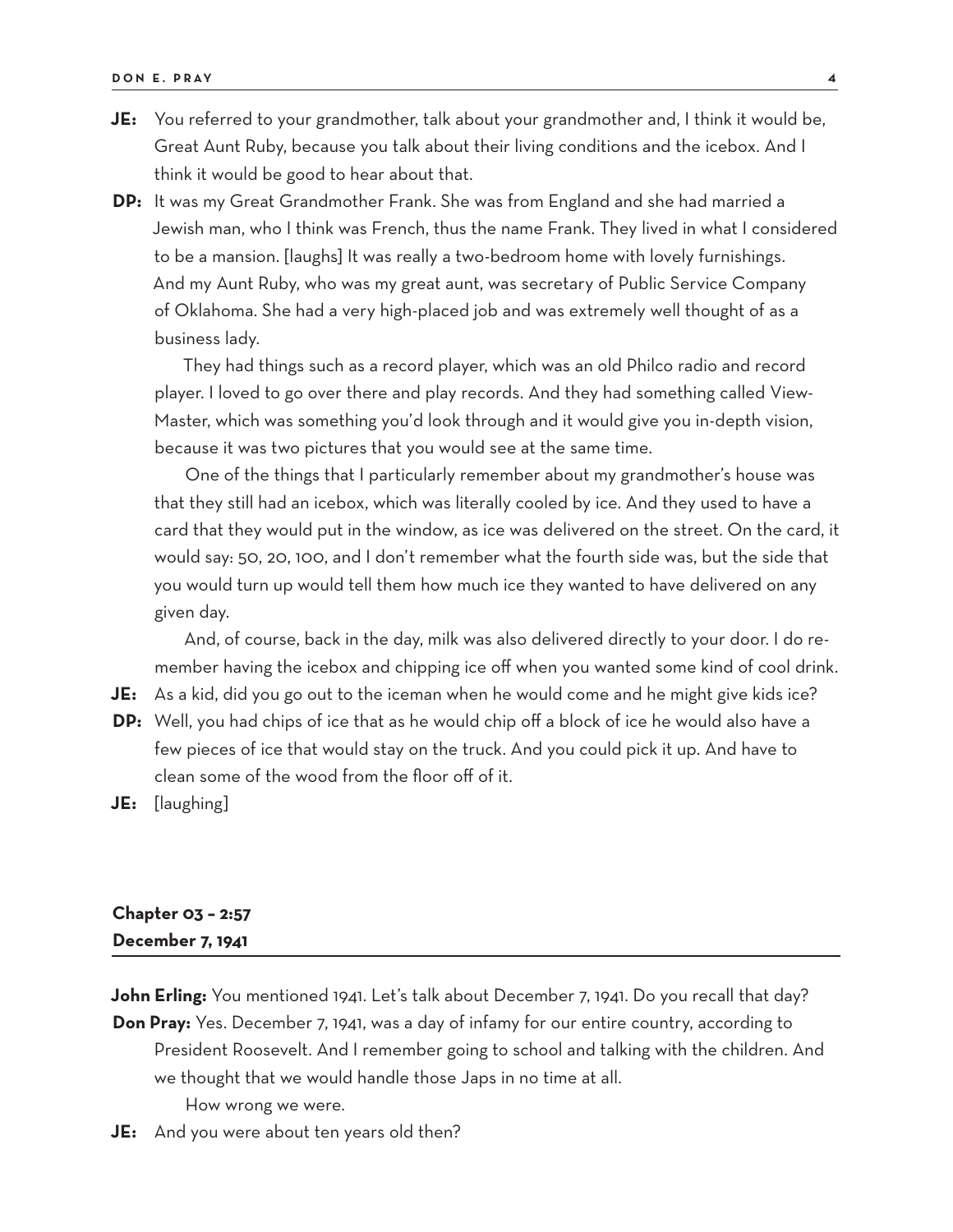**JE:** You referred to your grandmother, talk about your grandmother and, I think it would be, Great Aunt Ruby, because you talk about their living conditions and the icebox. And I think it would be good to hear about that.

**DP:** It was my Great Grandmother Frank. She was from England and she had married a Jewish man, who I think was French, thus the name Frank. They lived in what I considered to be a mansion. [laughs] It was really a two-bedroom home with lovely furnishings. And my Aunt Ruby, who was my great aunt, was secretary of Public Service Company of Oklahoma. She had a very high-placed job and was extremely well thought of as a business lady.

They had things such as a record player, which was an old Philco radio and record player. I loved to go over there and play records. And they had something called View-Master, which was something you'd look through and it would give you in-depth vision, because it was two pictures that you would see at the same time.

One of the things that I particularly remember about my grandmother's house was that they still had an icebox, which was literally cooled by ice. And they used to have a card that they would put in the window, as ice was delivered on the street. On the card, it would say: 50, 20, 100, and I don't remember what the fourth side was, but the side that you would turn up would tell them how much ice they wanted to have delivered on any given day.

And, of course, back in the day, milk was also delivered directly to your door. I do remember having the icebox and chipping ice off when you wanted some kind of cool drink.

**JE:** As a kid, did you go out to the iceman when he would come and he might give kids ice?

**DP:** Well, you had chips of ice that as he would chip off a block of ice he would also have a few pieces of ice that would stay on the truck. And you could pick it up. And have to clean some of the wood from the floor off of it.

**JE:** [laughing]

## Chapter 03 – 2:57
## December 7, 1941

**John Erling:** You mentioned 1941. Let's talk about December 7, 1941. Do you recall that day?

**Don Pray:** Yes. December 7, 1941, was a day of infamy for our entire country, according to President Roosevelt. And I remember going to school and talking with the children. And we thought that we would handle those Japs in no time at all.

How wrong we were.

**JE:** And you were about ten years old then?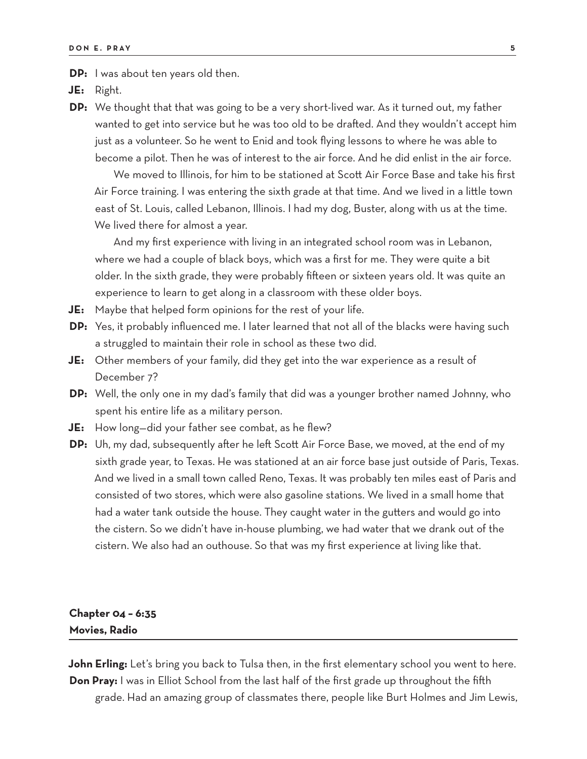**DP:** I was about ten years old then.

**JE:** Right.

**DP:** We thought that that was going to be a very short-lived war. As it turned out, my father wanted to get into service but he was too old to be drafted. And they wouldn't accept him just as a volunteer. So he went to Enid and took flying lessons to where he was able to become a pilot. Then he was of interest to the air force. And he did enlist in the air force.

We moved to Illinois, for him to be stationed at Scott Air Force Base and take his first Air Force training. I was entering the sixth grade at that time. And we lived in a little town east of St. Louis, called Lebanon, Illinois. I had my dog, Buster, along with us at the time. We lived there for almost a year.

And my first experience with living in an integrated school room was in Lebanon, where we had a couple of black boys, which was a first for me. They were quite a bit older. In the sixth grade, they were probably fifteen or sixteen years old. It was quite an experience to learn to get along in a classroom with these older boys.

**JE:** Maybe that helped form opinions for the rest of your life.

**DP:** Yes, it probably influenced me. I later learned that not all of the blacks were having such a struggled to maintain their role in school as these two did.

**JE:** Other members of your family, did they get into the war experience as a result of December 7?

**DP:** Well, the only one in my dad's family that did was a younger brother named Johnny, who spent his entire life as a military person.

**JE:** How long—did your father see combat, as he flew?

**DP:** Uh, my dad, subsequently after he left Scott Air Force Base, we moved, at the end of my sixth grade year, to Texas. He was stationed at an air force base just outside of Paris, Texas. And we lived in a small town called Reno, Texas. It was probably ten miles east of Paris and consisted of two stores, which were also gasoline stations. We lived in a small home that had a water tank outside the house. They caught water in the gutters and would go into the cistern. So we didn't have in-house plumbing, we had water that we drank out of the cistern. We also had an outhouse. So that was my first experience at living like that.

## Chapter 04 – 6:35
## Movies, Radio

**John Erling:** Let's bring you back to Tulsa then, in the first elementary school you went to here.

**Don Pray:** I was in Elliot School from the last half of the first grade up throughout the fifth grade. Had an amazing group of classmates there, people like Burt Holmes and Jim Lewis,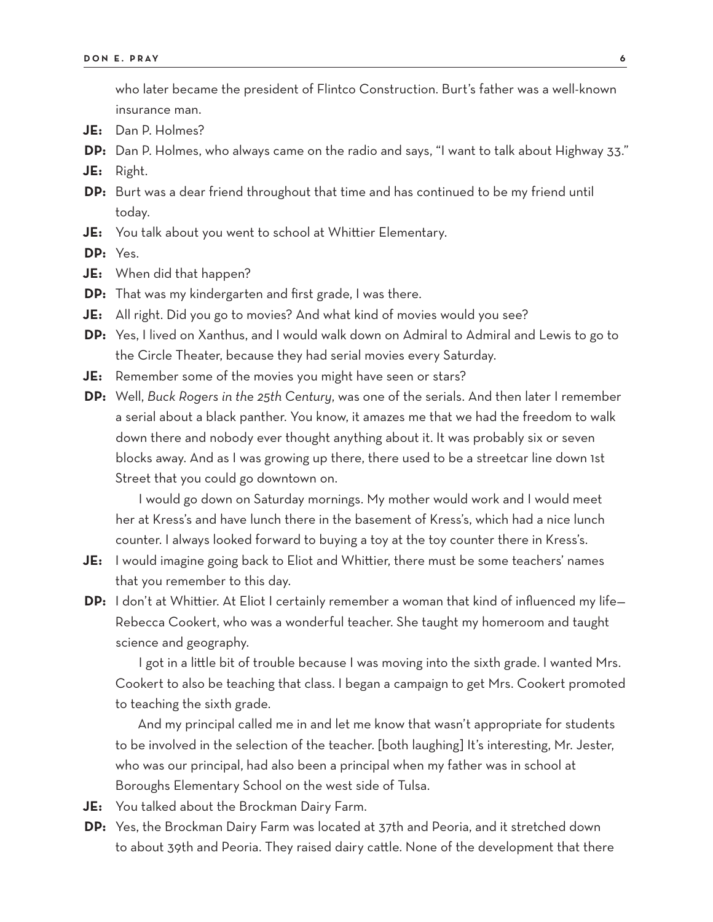who later became the president of Flintco Construction. Burt's father was a well-known insurance man.

**JE:** Dan P. Holmes?

**DP:** Dan P. Holmes, who always came on the radio and says, "I want to talk about Highway 33."

**JE:** Right.

**DP:** Burt was a dear friend throughout that time and has continued to be my friend until today.

**JE:** You talk about you went to school at Whittier Elementary.

**DP:** Yes.

**JE:** When did that happen?

**DP:** That was my kindergarten and first grade, I was there.

**JE:** All right. Did you go to movies? And what kind of movies would you see?

**DP:** Yes, I lived on Xanthus, and I would walk down on Admiral to Admiral and Lewis to go to the Circle Theater, because they had serial movies every Saturday.

**JE:** Remember some of the movies you might have seen or stars?

**DP:** Well, *Buck Rogers in the 25th Century*, was one of the serials. And then later I remember a serial about a black panther. You know, it amazes me that we had the freedom to walk down there and nobody ever thought anything about it. It was probably six or seven blocks away. And as I was growing up there, there used to be a streetcar line down 1st Street that you could go downtown on.

I would go down on Saturday mornings. My mother would work and I would meet her at Kress's and have lunch there in the basement of Kress's, which had a nice lunch counter. I always looked forward to buying a toy at the toy counter there in Kress's.

**JE:** I would imagine going back to Eliot and Whittier, there must be some teachers' names that you remember to this day.

**DP:** I don't at Whittier. At Eliot I certainly remember a woman that kind of influenced my life—Rebecca Cookert, who was a wonderful teacher. She taught my homeroom and taught science and geography.

I got in a little bit of trouble because I was moving into the sixth grade. I wanted Mrs. Cookert to also be teaching that class. I began a campaign to get Mrs. Cookert promoted to teaching the sixth grade.

And my principal called me in and let me know that wasn't appropriate for students to be involved in the selection of the teacher. [both laughing] It's interesting, Mr. Jester, who was our principal, had also been a principal when my father was in school at Boroughs Elementary School on the west side of Tulsa.

**JE:** You talked about the Brockman Dairy Farm.

**DP:** Yes, the Brockman Dairy Farm was located at 37th and Peoria, and it stretched down to about 39th and Peoria. They raised dairy cattle. None of the development that there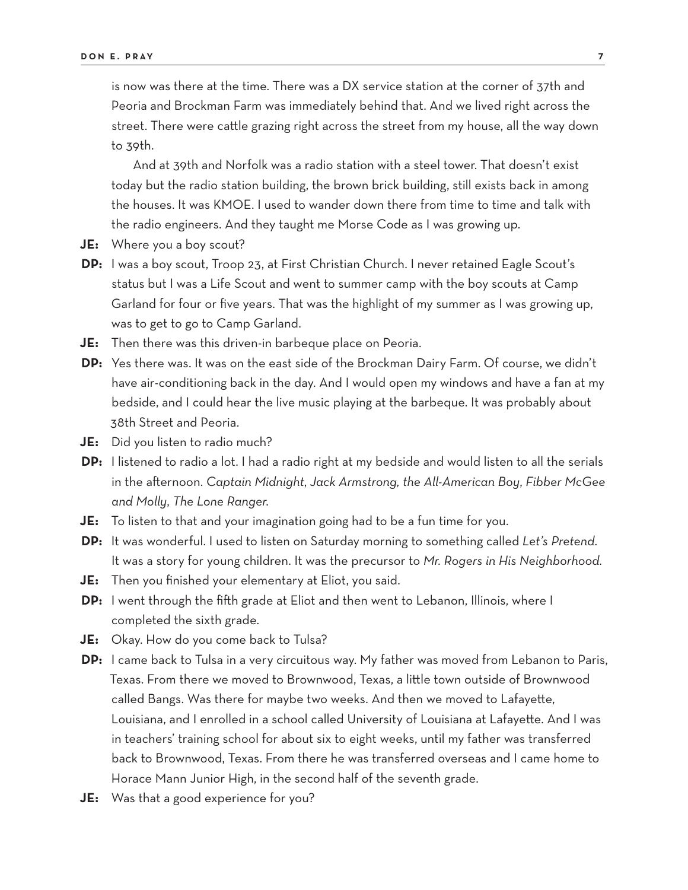is now was there at the time. There was a DX service station at the corner of 37th and Peoria and Brockman Farm was immediately behind that. And we lived right across the street. There were cattle grazing right across the street from my house, all the way down to 39th.

And at 39th and Norfolk was a radio station with a steel tower. That doesn't exist today but the radio station building, the brown brick building, still exists back in among the houses. It was KMOE. I used to wander down there from time to time and talk with the radio engineers. And they taught me Morse Code as I was growing up.

**JE:** Where you a boy scout?

**DP:** I was a boy scout, Troop 23, at First Christian Church. I never retained Eagle Scout's status but I was a Life Scout and went to summer camp with the boy scouts at Camp Garland for four or five years. That was the highlight of my summer as I was growing up, was to get to go to Camp Garland.

**JE:** Then there was this driven-in barbeque place on Peoria.

**DP:** Yes there was. It was on the east side of the Brockman Dairy Farm. Of course, we didn't have air-conditioning back in the day. And I would open my windows and have a fan at my bedside, and I could hear the live music playing at the barbeque. It was probably about 38th Street and Peoria.

**JE:** Did you listen to radio much?

**DP:** I listened to radio a lot. I had a radio right at my bedside and would listen to all the serials in the afternoon. *Captain Midnight*, *Jack Armstrong, the All-American Boy*, *Fibber McGee and Molly*, *The Lone Ranger*.

**JE:** To listen to that and your imagination going had to be a fun time for you.

**DP:** It was wonderful. I used to listen on Saturday morning to something called *Let's Pretend*. It was a story for young children. It was the precursor to *Mr. Rogers in His Neighborhood*.

**JE:** Then you finished your elementary at Eliot, you said.

**DP:** I went through the fifth grade at Eliot and then went to Lebanon, Illinois, where I completed the sixth grade.

**JE:** Okay. How do you come back to Tulsa?

**DP:** I came back to Tulsa in a very circuitous way. My father was moved from Lebanon to Paris, Texas. From there we moved to Brownwood, Texas, a little town outside of Brownwood called Bangs. Was there for maybe two weeks. And then we moved to Lafayette, Louisiana, and I enrolled in a school called University of Louisiana at Lafayette. And I was in teachers' training school for about six to eight weeks, until my father was transferred back to Brownwood, Texas. From there he was transferred overseas and I came home to Horace Mann Junior High, in the second half of the seventh grade.

**JE:** Was that a good experience for you?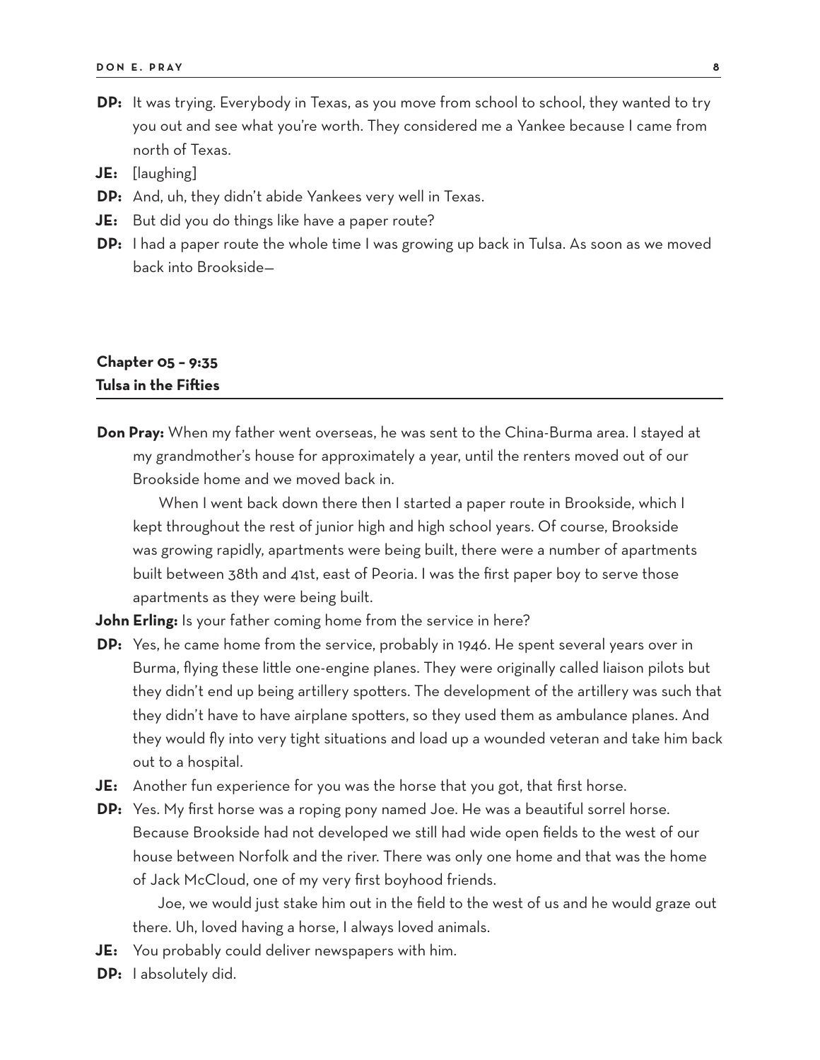**DP:** It was trying. Everybody in Texas, as you move from school to school, they wanted to try you out and see what you're worth. They considered me a Yankee because I came from north of Texas.

**JE:** [laughing]

**DP:** And, uh, they didn't abide Yankees very well in Texas.

**JE:** But did you do things like have a paper route?

**DP:** I had a paper route the whole time I was growing up back in Tulsa. As soon as we moved back into Brookside—

## Chapter 05 – 9:35
## Tulsa in the Fifties

**Don Pray:** When my father went overseas, he was sent to the China-Burma area. I stayed at my grandmother's house for approximately a year, until the renters moved out of our Brookside home and we moved back in.

When I went back down there then I started a paper route in Brookside, which I kept throughout the rest of junior high and high school years. Of course, Brookside was growing rapidly, apartments were being built, there were a number of apartments built between 38th and 41st, east of Peoria. I was the first paper boy to serve those apartments as they were being built.

**John Erling:** Is your father coming home from the service in here?

**DP:** Yes, he came home from the service, probably in 1946. He spent several years over in Burma, flying these little one-engine planes. They were originally called liaison pilots but they didn't end up being artillery spotters. The development of the artillery was such that they didn't have to have airplane spotters, so they used them as ambulance planes. And they would fly into very tight situations and load up a wounded veteran and take him back out to a hospital.

**JE:** Another fun experience for you was the horse that you got, that first horse.

**DP:** Yes. My first horse was a roping pony named Joe. He was a beautiful sorrel horse. Because Brookside had not developed we still had wide open fields to the west of our house between Norfolk and the river. There was only one home and that was the home of Jack McCloud, one of my very first boyhood friends.

Joe, we would just stake him out in the field to the west of us and he would graze out there. Uh, loved having a horse, I always loved animals.

**JE:** You probably could deliver newspapers with him.

**DP:** I absolutely did.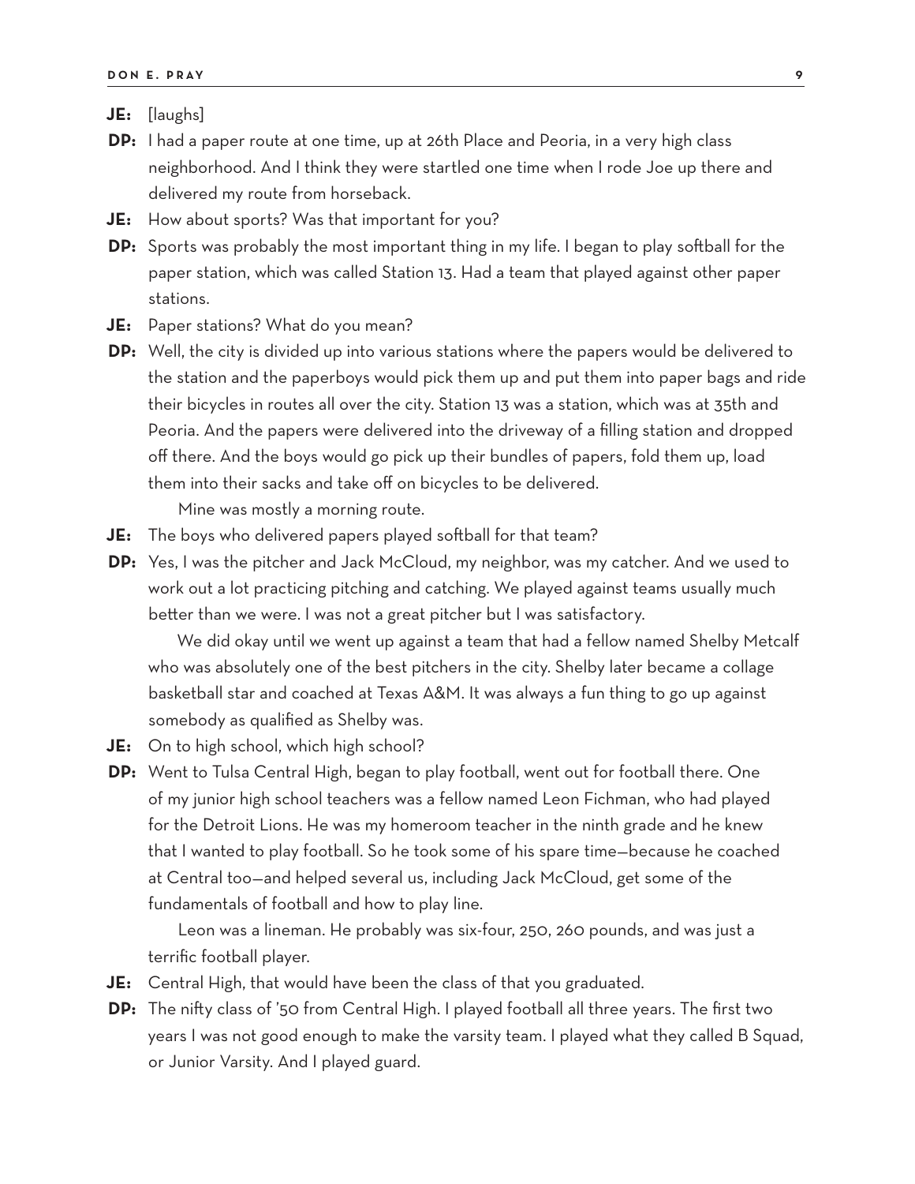**JE:** [laughs]

**DP:** I had a paper route at one time, up at 26th Place and Peoria, in a very high class neighborhood. And I think they were startled one time when I rode Joe up there and delivered my route from horseback.

**JE:** How about sports? Was that important for you?

**DP:** Sports was probably the most important thing in my life. I began to play softball for the paper station, which was called Station 13. Had a team that played against other paper stations.

**JE:** Paper stations? What do you mean?

**DP:** Well, the city is divided up into various stations where the papers would be delivered to the station and the paperboys would pick them up and put them into paper bags and ride their bicycles in routes all over the city. Station 13 was a station, which was at 35th and Peoria. And the papers were delivered into the driveway of a filling station and dropped off there. And the boys would go pick up their bundles of papers, fold them up, load them into their sacks and take off on bicycles to be delivered.

Mine was mostly a morning route.

**JE:** The boys who delivered papers played softball for that team?

**DP:** Yes, I was the pitcher and Jack McCloud, my neighbor, was my catcher. And we used to work out a lot practicing pitching and catching. We played against teams usually much better than we were. I was not a great pitcher but I was satisfactory.

We did okay until we went up against a team that had a fellow named Shelby Metcalf who was absolutely one of the best pitchers in the city. Shelby later became a collage basketball star and coached at Texas A&M. It was always a fun thing to go up against somebody as qualified as Shelby was.

**JE:** On to high school, which high school?

**DP:** Went to Tulsa Central High, began to play football, went out for football there. One of my junior high school teachers was a fellow named Leon Fichman, who had played for the Detroit Lions. He was my homeroom teacher in the ninth grade and he knew that I wanted to play football. So he took some of his spare time—because he coached at Central too—and helped several us, including Jack McCloud, get some of the fundamentals of football and how to play line.

Leon was a lineman. He probably was six-four, 250, 260 pounds, and was just a terrific football player.

**JE:** Central High, that would have been the class of that you graduated.

**DP:** The nifty class of '50 from Central High. I played football all three years. The first two years I was not good enough to make the varsity team. I played what they called B Squad, or Junior Varsity. And I played guard.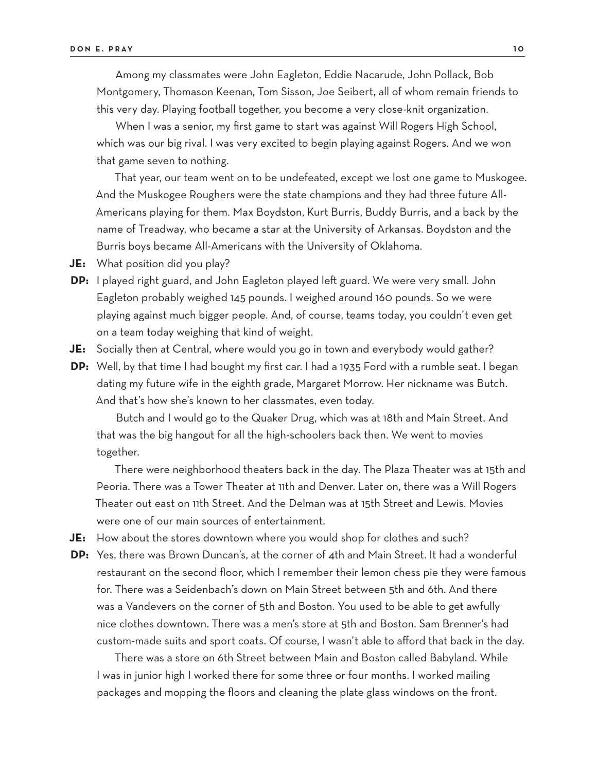Among my classmates were John Eagleton, Eddie Nacarude, John Pollack, Bob Montgomery, Thomason Keenan, Tom Sisson, Joe Seibert, all of whom remain friends to this very day. Playing football together, you become a very close-knit organization.

When I was a senior, my first game to start was against Will Rogers High School, which was our big rival. I was very excited to begin playing against Rogers. And we won that game seven to nothing.

That year, our team went on to be undefeated, except we lost one game to Muskogee. And the Muskogee Roughers were the state champions and they had three future All-Americans playing for them. Max Boydston, Kurt Burris, Buddy Burris, and a back by the name of Treadway, who became a star at the University of Arkansas. Boydston and the Burris boys became All-Americans with the University of Oklahoma.

**JE:** What position did you play?

**DP:** I played right guard, and John Eagleton played left guard. We were very small. John Eagleton probably weighed 145 pounds. I weighed around 160 pounds. So we were playing against much bigger people. And, of course, teams today, you couldn't even get on a team today weighing that kind of weight.

**JE:** Socially then at Central, where would you go in town and everybody would gather?

**DP:** Well, by that time I had bought my first car. I had a 1935 Ford with a rumble seat. I began dating my future wife in the eighth grade, Margaret Morrow. Her nickname was Butch. And that's how she's known to her classmates, even today.

Butch and I would go to the Quaker Drug, which was at 18th and Main Street. And that was the big hangout for all the high-schoolers back then. We went to movies together.

There were neighborhood theaters back in the day. The Plaza Theater was at 15th and Peoria. There was a Tower Theater at 11th and Denver. Later on, there was a Will Rogers Theater out east on 11th Street. And the Delman was at 15th Street and Lewis. Movies were one of our main sources of entertainment.

**JE:** How about the stores downtown where you would shop for clothes and such?

**DP:** Yes, there was Brown Duncan's, at the corner of 4th and Main Street. It had a wonderful restaurant on the second floor, which I remember their lemon chess pie they were famous for. There was a Seidenbach's down on Main Street between 5th and 6th. And there was a Vandevers on the corner of 5th and Boston. You used to be able to get awfully nice clothes downtown. There was a men's store at 5th and Boston. Sam Brenner's had custom-made suits and sport coats. Of course, I wasn't able to afford that back in the day.

There was a store on 6th Street between Main and Boston called Babyland. While I was in junior high I worked there for some three or four months. I worked mailing packages and mopping the floors and cleaning the plate glass windows on the front.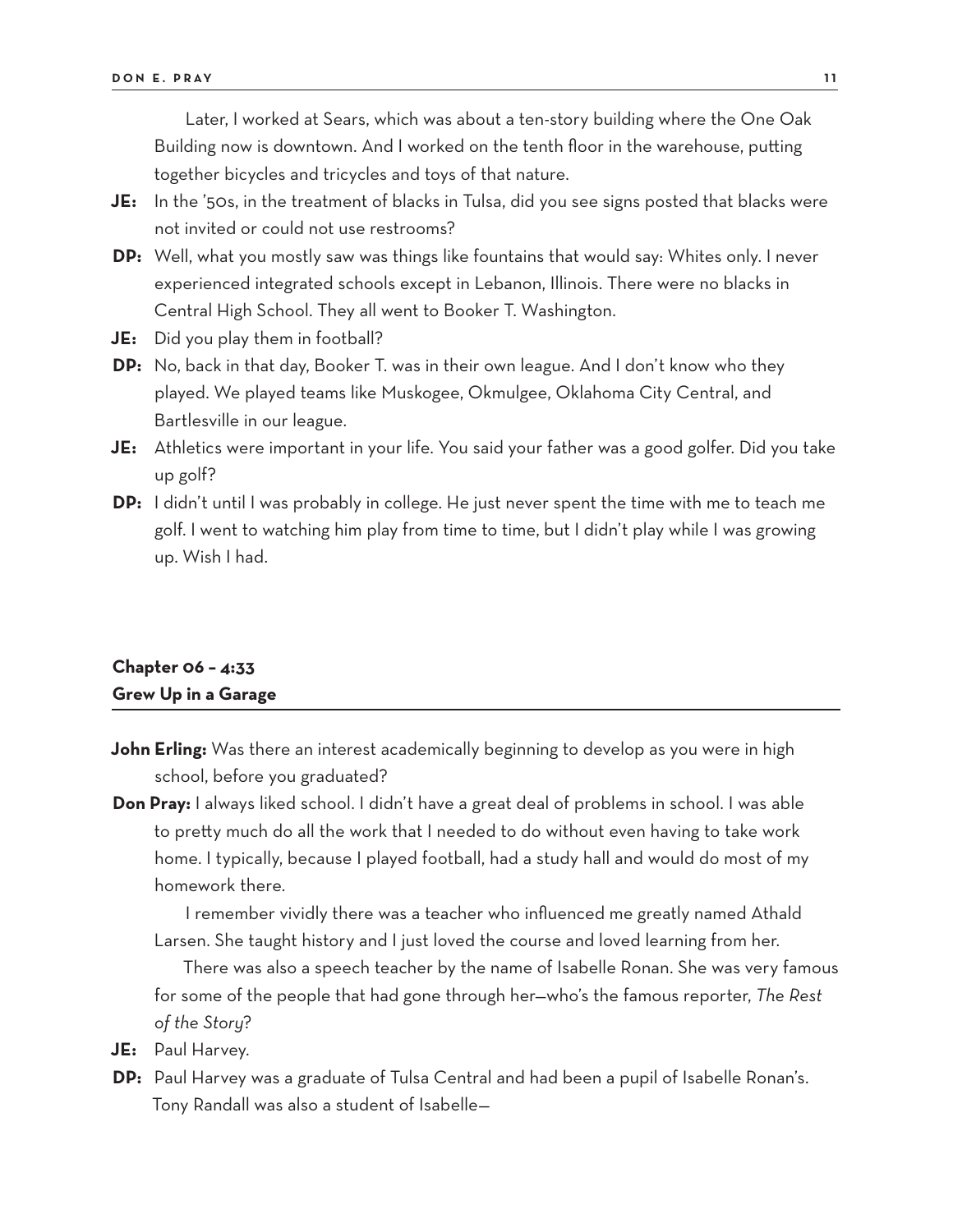Later, I worked at Sears, which was about a ten-story building where the One Oak Building now is downtown. And I worked on the tenth floor in the warehouse, putting together bicycles and tricycles and toys of that nature.

**JE:** In the '50s, in the treatment of blacks in Tulsa, did you see signs posted that blacks were not invited or could not use restrooms?

**DP:** Well, what you mostly saw was things like fountains that would say: Whites only. I never experienced integrated schools except in Lebanon, Illinois. There were no blacks in Central High School. They all went to Booker T. Washington.

**JE:** Did you play them in football?

**DP:** No, back in that day, Booker T. was in their own league. And I don't know who they played. We played teams like Muskogee, Okmulgee, Oklahoma City Central, and Bartlesville in our league.

**JE:** Athletics were important in your life. You said your father was a good golfer. Did you take up golf?

**DP:** I didn't until I was probably in college. He just never spent the time with me to teach me golf. I went to watching him play from time to time, but I didn't play while I was growing up. Wish I had.

## Chapter 06 – 4:33
## Grew Up in a Garage

**John Erling:** Was there an interest academically beginning to develop as you were in high school, before you graduated?

**Don Pray:** I always liked school. I didn't have a great deal of problems in school. I was able to pretty much do all the work that I needed to do without even having to take work home. I typically, because I played football, had a study hall and would do most of my homework there.

I remember vividly there was a teacher who influenced me greatly named Athald Larsen. She taught history and I just loved the course and loved learning from her.

There was also a speech teacher by the name of Isabelle Ronan. She was very famous for some of the people that had gone through her—who's the famous reporter, *The Rest of the Story*?

**JE:** Paul Harvey.

**DP:** Paul Harvey was a graduate of Tulsa Central and had been a pupil of Isabelle Ronan's. Tony Randall was also a student of Isabelle—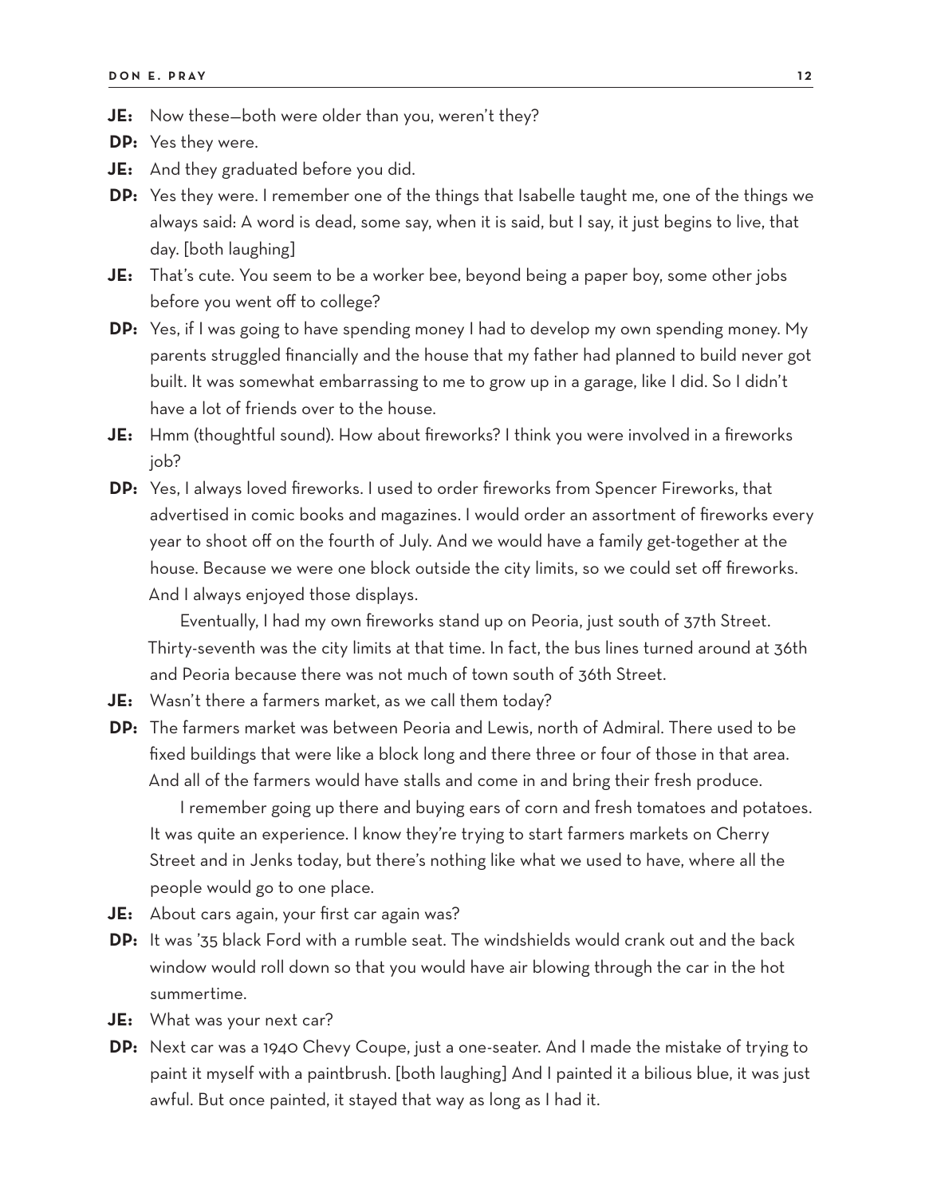**JE:** Now these—both were older than you, weren't they?

**DP:** Yes they were.

**JE:** And they graduated before you did.

**DP:** Yes they were. I remember one of the things that Isabelle taught me, one of the things we always said: A word is dead, some say, when it is said, but I say, it just begins to live, that day. [both laughing]

**JE:** That's cute. You seem to be a worker bee, beyond being a paper boy, some other jobs before you went off to college?

**DP:** Yes, if I was going to have spending money I had to develop my own spending money. My parents struggled financially and the house that my father had planned to build never got built. It was somewhat embarrassing to me to grow up in a garage, like I did. So I didn't have a lot of friends over to the house.

**JE:** Hmm (thoughtful sound). How about fireworks? I think you were involved in a fireworks job?

**DP:** Yes, I always loved fireworks. I used to order fireworks from Spencer Fireworks, that advertised in comic books and magazines. I would order an assortment of fireworks every year to shoot off on the fourth of July. And we would have a family get-together at the house. Because we were one block outside the city limits, so we could set off fireworks. And I always enjoyed those displays.

Eventually, I had my own fireworks stand up on Peoria, just south of 37th Street. Thirty-seventh was the city limits at that time. In fact, the bus lines turned around at 36th and Peoria because there was not much of town south of 36th Street.

**JE:** Wasn't there a farmers market, as we call them today?

**DP:** The farmers market was between Peoria and Lewis, north of Admiral. There used to be fixed buildings that were like a block long and there three or four of those in that area. And all of the farmers would have stalls and come in and bring their fresh produce.

I remember going up there and buying ears of corn and fresh tomatoes and potatoes. It was quite an experience. I know they're trying to start farmers markets on Cherry Street and in Jenks today, but there's nothing like what we used to have, where all the people would go to one place.

**JE:** About cars again, your first car again was?

**DP:** It was '35 black Ford with a rumble seat. The windshields would crank out and the back window would roll down so that you would have air blowing through the car in the hot summertime.

**JE:** What was your next car?

**DP:** Next car was a 1940 Chevy Coupe, just a one-seater. And I made the mistake of trying to paint it myself with a paintbrush. [both laughing] And I painted it a bilious blue, it was just awful. But once painted, it stayed that way as long as I had it.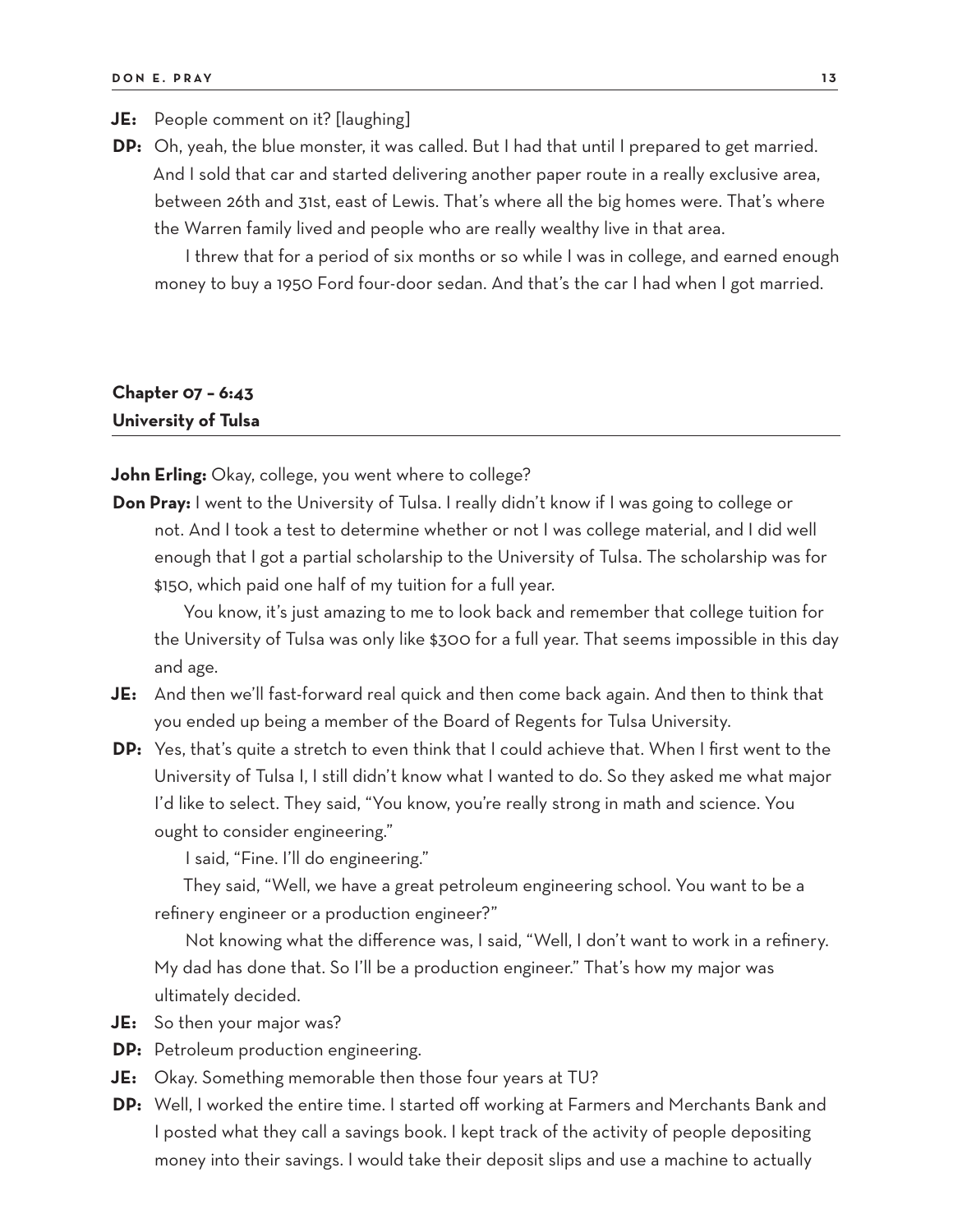**JE:** People comment on it? [laughing]

**DP:** Oh, yeah, the blue monster, it was called. But I had that until I prepared to get married. And I sold that car and started delivering another paper route in a really exclusive area, between 26th and 31st, east of Lewis. That's where all the big homes were. That's where the Warren family lived and people who are really wealthy live in that area.

I threw that for a period of six months or so while I was in college, and earned enough money to buy a 1950 Ford four-door sedan. And that's the car I had when I got married.

## Chapter 07 – 6:43
## University of Tulsa

**John Erling:** Okay, college, you went where to college?

**Don Pray:** I went to the University of Tulsa. I really didn't know if I was going to college or not. And I took a test to determine whether or not I was college material, and I did well enough that I got a partial scholarship to the University of Tulsa. The scholarship was for $150, which paid one half of my tuition for a full year.

You know, it's just amazing to me to look back and remember that college tuition for the University of Tulsa was only like $300 for a full year. That seems impossible in this day and age.

**JE:** And then we'll fast-forward real quick and then come back again. And then to think that you ended up being a member of the Board of Regents for Tulsa University.

**DP:** Yes, that's quite a stretch to even think that I could achieve that. When I first went to the University of Tulsa I, I still didn't know what I wanted to do. So they asked me what major I'd like to select. They said, "You know, you're really strong in math and science. You ought to consider engineering."

I said, "Fine. I'll do engineering."

They said, "Well, we have a great petroleum engineering school. You want to be a refinery engineer or a production engineer?"

Not knowing what the difference was, I said, "Well, I don't want to work in a refinery. My dad has done that. So I'll be a production engineer." That's how my major was ultimately decided.

**JE:** So then your major was?

**DP:** Petroleum production engineering.

**JE:** Okay. Something memorable then those four years at TU?

**DP:** Well, I worked the entire time. I started off working at Farmers and Merchants Bank and I posted what they call a savings book. I kept track of the activity of people depositing money into their savings. I would take their deposit slips and use a machine to actually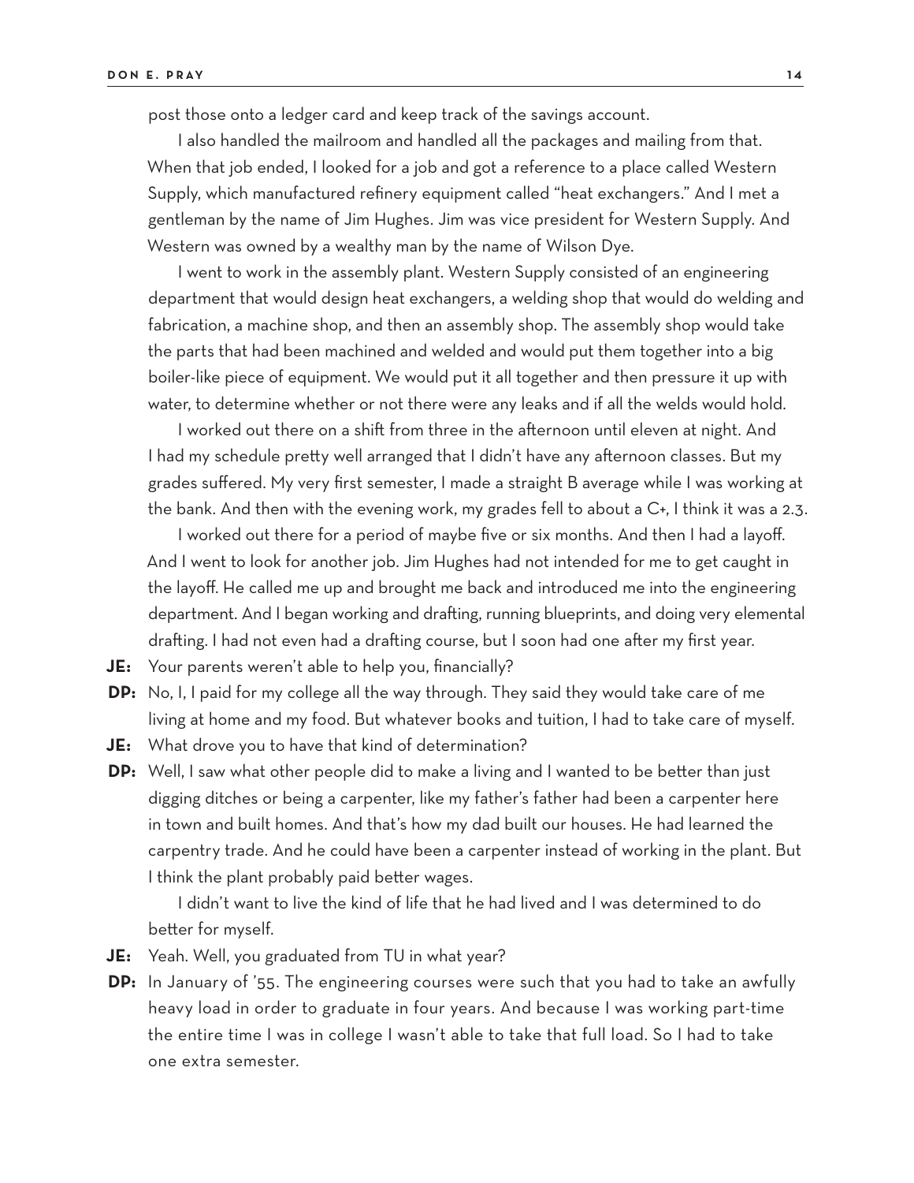post those onto a ledger card and keep track of the savings account.

I also handled the mailroom and handled all the packages and mailing from that. When that job ended, I looked for a job and got a reference to a place called Western Supply, which manufactured refinery equipment called "heat exchangers." And I met a gentleman by the name of Jim Hughes. Jim was vice president for Western Supply. And Western was owned by a wealthy man by the name of Wilson Dye.

I went to work in the assembly plant. Western Supply consisted of an engineering department that would design heat exchangers, a welding shop that would do welding and fabrication, a machine shop, and then an assembly shop. The assembly shop would take the parts that had been machined and welded and would put them together into a big boiler-like piece of equipment. We would put it all together and then pressure it up with water, to determine whether or not there were any leaks and if all the welds would hold.

I worked out there on a shift from three in the afternoon until eleven at night. And I had my schedule pretty well arranged that I didn't have any afternoon classes. But my grades suffered. My very first semester, I made a straight B average while I was working at the bank. And then with the evening work, my grades fell to about a C+, I think it was a 2.3.

I worked out there for a period of maybe five or six months. And then I had a layoff. And I went to look for another job. Jim Hughes had not intended for me to get caught in the layoff. He called me up and brought me back and introduced me into the engineering department. And I began working and drafting, running blueprints, and doing very elemental drafting. I had not even had a drafting course, but I soon had one after my first year.

**JE:** Your parents weren't able to help you, financially?

**DP:** No, I, I paid for my college all the way through. They said they would take care of me living at home and my food. But whatever books and tuition, I had to take care of myself.

**JE:** What drove you to have that kind of determination?

**DP:** Well, I saw what other people did to make a living and I wanted to be better than just digging ditches or being a carpenter, like my father's father had been a carpenter here in town and built homes. And that's how my dad built our houses. He had learned the carpentry trade. And he could have been a carpenter instead of working in the plant. But I think the plant probably paid better wages.

I didn't want to live the kind of life that he had lived and I was determined to do better for myself.

**JE:** Yeah. Well, you graduated from TU in what year?

**DP:** In January of '55. The engineering courses were such that you had to take an awfully heavy load in order to graduate in four years. And because I was working part-time the entire time I was in college I wasn't able to take that full load. So I had to take one extra semester.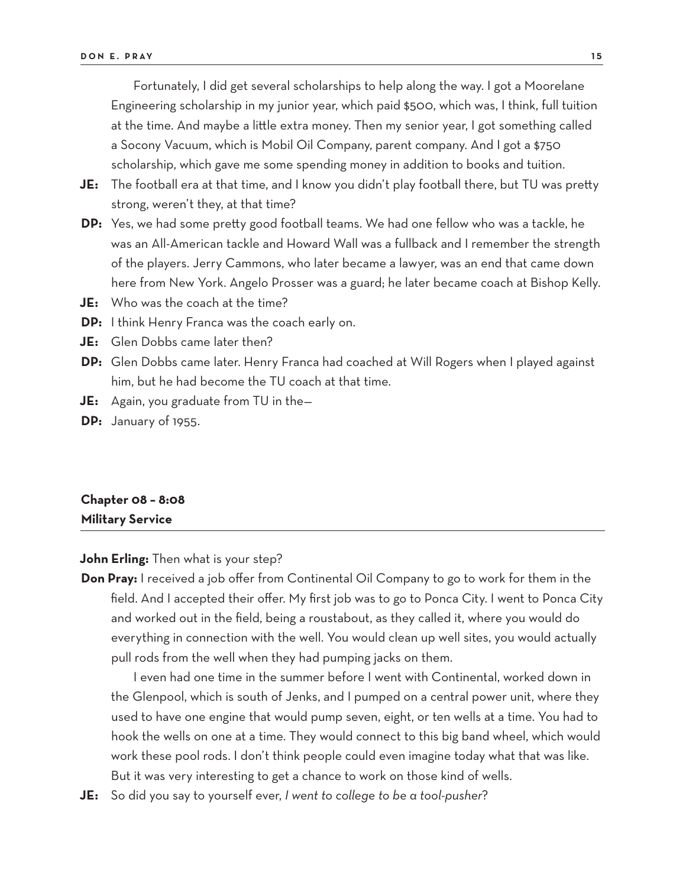Fortunately, I did get several scholarships to help along the way. I got a Moorelane Engineering scholarship in my junior year, which paid $500, which was, I think, full tuition at the time. And maybe a little extra money. Then my senior year, I got something called a Socony Vacuum, which is Mobil Oil Company, parent company. And I got a $750 scholarship, which gave me some spending money in addition to books and tuition.

**JE:** The football era at that time, and I know you didn't play football there, but TU was pretty strong, weren't they, at that time?

**DP:** Yes, we had some pretty good football teams. We had one fellow who was a tackle, he was an All-American tackle and Howard Wall was a fullback and I remember the strength of the players. Jerry Cammons, who later became a lawyer, was an end that came down here from New York. Angelo Prosser was a guard; he later became coach at Bishop Kelly.

**JE:** Who was the coach at the time?

**DP:** I think Henry Franca was the coach early on.

**JE:** Glen Dobbs came later then?

**DP:** Glen Dobbs came later. Henry Franca had coached at Will Rogers when I played against him, but he had become the TU coach at that time.

**JE:** Again, you graduate from TU in the—

**DP:** January of 1955.

## Chapter 08 – 8:08
## Military Service

**John Erling:** Then what is your step?

**Don Pray:** I received a job offer from Continental Oil Company to go to work for them in the field. And I accepted their offer. My first job was to go to Ponca City. I went to Ponca City and worked out in the field, being a roustabout, as they called it, where you would do everything in connection with the well. You would clean up well sites, you would actually pull rods from the well when they had pumping jacks on them.

I even had one time in the summer before I went with Continental, worked down in the Glenpool, which is south of Jenks, and I pumped on a central power unit, where they used to have one engine that would pump seven, eight, or ten wells at a time. You had to hook the wells on one at a time. They would connect to this big band wheel, which would work these pool rods. I don't think people could even imagine today what that was like. But it was very interesting to get a chance to work on those kind of wells.

**JE:** So did you say to yourself ever, *I went to college to be a tool-pusher*?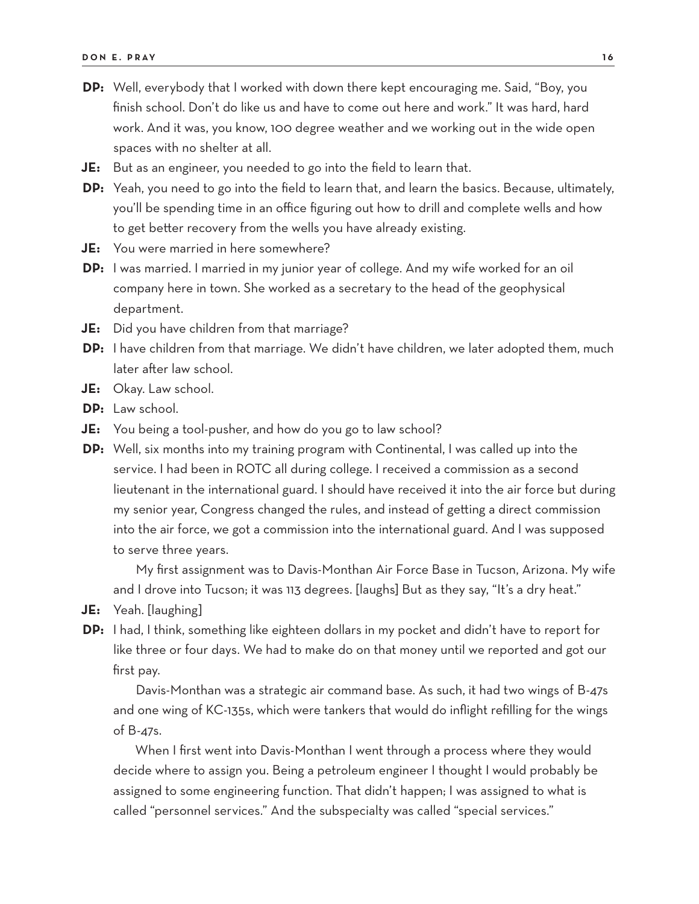**DP:** Well, everybody that I worked with down there kept encouraging me. Said, "Boy, you finish school. Don't do like us and have to come out here and work." It was hard, hard work. And it was, you know, 100 degree weather and we working out in the wide open spaces with no shelter at all.

**JE:** But as an engineer, you needed to go into the field to learn that.

**DP:** Yeah, you need to go into the field to learn that, and learn the basics. Because, ultimately, you'll be spending time in an office figuring out how to drill and complete wells and how to get better recovery from the wells you have already existing.

**JE:** You were married in here somewhere?

**DP:** I was married. I married in my junior year of college. And my wife worked for an oil company here in town. She worked as a secretary to the head of the geophysical department.

**JE:** Did you have children from that marriage?

**DP:** I have children from that marriage. We didn't have children, we later adopted them, much later after law school.

**JE:** Okay. Law school.

**DP:** Law school.

**JE:** You being a tool-pusher, and how do you go to law school?

**DP:** Well, six months into my training program with Continental, I was called up into the service. I had been in ROTC all during college. I received a commission as a second lieutenant in the international guard. I should have received it into the air force but during my senior year, Congress changed the rules, and instead of getting a direct commission into the air force, we got a commission into the international guard. And I was supposed to serve three years.

My first assignment was to Davis-Monthan Air Force Base in Tucson, Arizona. My wife and I drove into Tucson; it was 113 degrees. [laughs] But as they say, "It's a dry heat."

**JE:** Yeah. [laughing]

**DP:** I had, I think, something like eighteen dollars in my pocket and didn't have to report for like three or four days. We had to make do on that money until we reported and got our first pay.

Davis-Monthan was a strategic air command base. As such, it had two wings of B-47s and one wing of KC-135s, which were tankers that would do inflight refilling for the wings of B-47s.

When I first went into Davis-Monthan I went through a process where they would decide where to assign you. Being a petroleum engineer I thought I would probably be assigned to some engineering function. That didn't happen; I was assigned to what is called "personnel services." And the subspecialty was called "special services."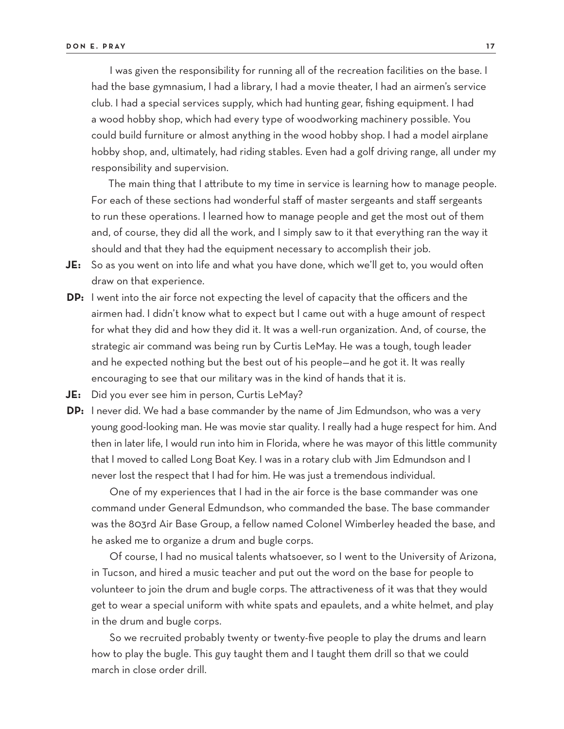I was given the responsibility for running all of the recreation facilities on the base. I had the base gymnasium, I had a library, I had a movie theater, I had an airmen's service club. I had a special services supply, which had hunting gear, fishing equipment. I had a wood hobby shop, which had every type of woodworking machinery possible. You could build furniture or almost anything in the wood hobby shop. I had a model airplane hobby shop, and, ultimately, had riding stables. Even had a golf driving range, all under my responsibility and supervision.

The main thing that I attribute to my time in service is learning how to manage people. For each of these sections had wonderful staff of master sergeants and staff sergeants to run these operations. I learned how to manage people and get the most out of them and, of course, they did all the work, and I simply saw to it that everything ran the way it should and that they had the equipment necessary to accomplish their job.

**JE:** So as you went on into life and what you have done, which we'll get to, you would often draw on that experience.

**DP:** I went into the air force not expecting the level of capacity that the officers and the airmen had. I didn't know what to expect but I came out with a huge amount of respect for what they did and how they did it. It was a well-run organization. And, of course, the strategic air command was being run by Curtis LeMay. He was a tough, tough leader and he expected nothing but the best out of his people—and he got it. It was really encouraging to see that our military was in the kind of hands that it is.

**JE:** Did you ever see him in person, Curtis LeMay?

**DP:** I never did. We had a base commander by the name of Jim Edmundson, who was a very young good-looking man. He was movie star quality. I really had a huge respect for him. And then in later life, I would run into him in Florida, where he was mayor of this little community that I moved to called Long Boat Key. I was in a rotary club with Jim Edmundson and I never lost the respect that I had for him. He was just a tremendous individual.

One of my experiences that I had in the air force is the base commander was one command under General Edmundson, who commanded the base. The base commander was the 803rd Air Base Group, a fellow named Colonel Wimberley headed the base, and he asked me to organize a drum and bugle corps.

Of course, I had no musical talents whatsoever, so I went to the University of Arizona, in Tucson, and hired a music teacher and put out the word on the base for people to volunteer to join the drum and bugle corps. The attractiveness of it was that they would get to wear a special uniform with white spats and epaulets, and a white helmet, and play in the drum and bugle corps.

So we recruited probably twenty or twenty-five people to play the drums and learn how to play the bugle. This guy taught them and I taught them drill so that we could march in close order drill.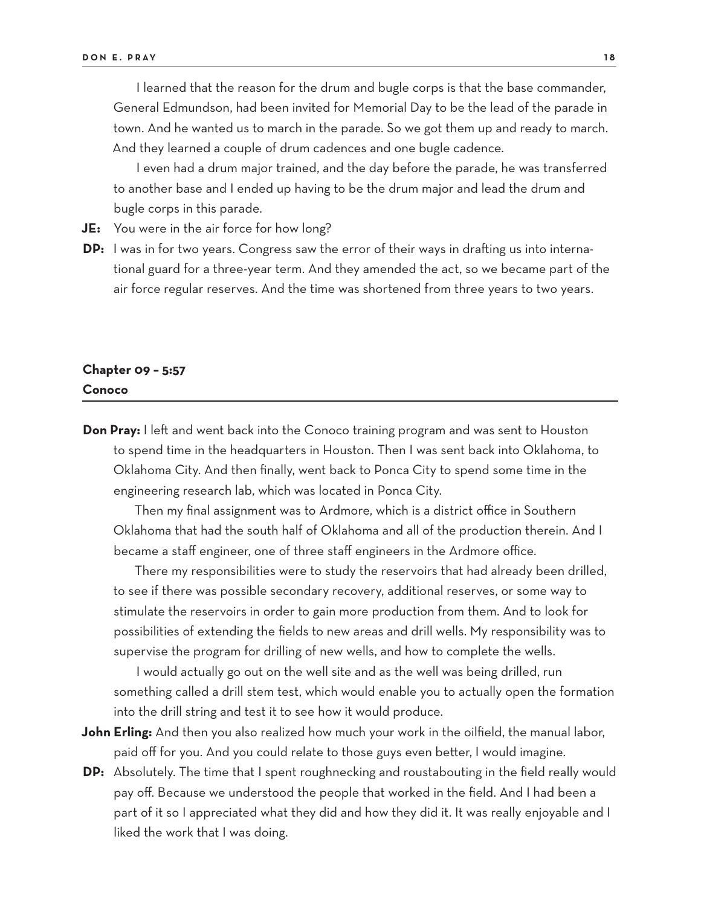I learned that the reason for the drum and bugle corps is that the base commander, General Edmundson, had been invited for Memorial Day to be the lead of the parade in town. And he wanted us to march in the parade. So we got them up and ready to march. And they learned a couple of drum cadences and one bugle cadence.

I even had a drum major trained, and the day before the parade, he was transferred to another base and I ended up having to be the drum major and lead the drum and bugle corps in this parade.

**JE:** You were in the air force for how long?

**DP:** I was in for two years. Congress saw the error of their ways in drafting us into international guard for a three-year term. And they amended the act, so we became part of the air force regular reserves. And the time was shortened from three years to two years.

## Chapter 09 – 5:57
## Conoco

**Don Pray:** I left and went back into the Conoco training program and was sent to Houston to spend time in the headquarters in Houston. Then I was sent back into Oklahoma, to Oklahoma City. And then finally, went back to Ponca City to spend some time in the engineering research lab, which was located in Ponca City.

Then my final assignment was to Ardmore, which is a district office in Southern Oklahoma that had the south half of Oklahoma and all of the production therein. And I became a staff engineer, one of three staff engineers in the Ardmore office.

There my responsibilities were to study the reservoirs that had already been drilled, to see if there was possible secondary recovery, additional reserves, or some way to stimulate the reservoirs in order to gain more production from them. And to look for possibilities of extending the fields to new areas and drill wells. My responsibility was to supervise the program for drilling of new wells, and how to complete the wells.

I would actually go out on the well site and as the well was being drilled, run something called a drill stem test, which would enable you to actually open the formation into the drill string and test it to see how it would produce.

**John Erling:** And then you also realized how much your work in the oilfield, the manual labor, paid off for you. And you could relate to those guys even better, I would imagine.

**DP:** Absolutely. The time that I spent roughnecking and roustabouting in the field really would pay off. Because we understood the people that worked in the field. And I had been a part of it so I appreciated what they did and how they did it. It was really enjoyable and I liked the work that I was doing.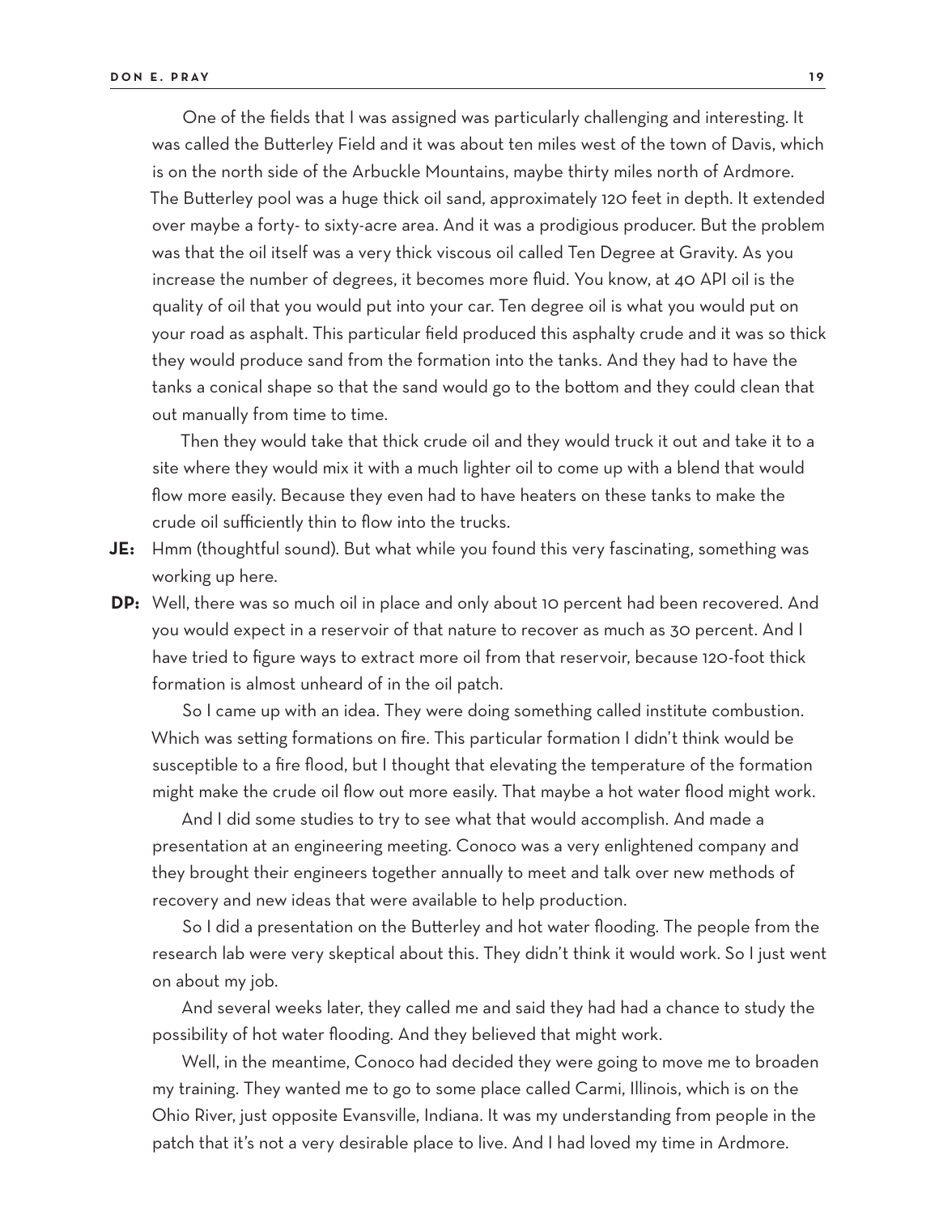One of the fields that I was assigned was particularly challenging and interesting. It was called the Butterley Field and it was about ten miles west of the town of Davis, which is on the north side of the Arbuckle Mountains, maybe thirty miles north of Ardmore. The Butterley pool was a huge thick oil sand, approximately 120 feet in depth. It extended over maybe a forty- to sixty-acre area. And it was a prodigious producer. But the problem was that the oil itself was a very thick viscous oil called Ten Degree at Gravity. As you increase the number of degrees, it becomes more fluid. You know, at 40 API oil is the quality of oil that you would put into your car. Ten degree oil is what you would put on your road as asphalt. This particular field produced this asphalty crude and it was so thick they would produce sand from the formation into the tanks. And they had to have the tanks a conical shape so that the sand would go to the bottom and they could clean that out manually from time to time.

Then they would take that thick crude oil and they would truck it out and take it to a site where they would mix it with a much lighter oil to come up with a blend that would flow more easily. Because they even had to have heaters on these tanks to make the crude oil sufficiently thin to flow into the trucks.

**JE:** Hmm (thoughtful sound). But what while you found this very fascinating, something was working up here.

**DP:** Well, there was so much oil in place and only about 10 percent had been recovered. And you would expect in a reservoir of that nature to recover as much as 30 percent. And I have tried to figure ways to extract more oil from that reservoir, because 120-foot thick formation is almost unheard of in the oil patch.

So I came up with an idea. They were doing something called institute combustion. Which was setting formations on fire. This particular formation I didn't think would be susceptible to a fire flood, but I thought that elevating the temperature of the formation might make the crude oil flow out more easily. That maybe a hot water flood might work.

And I did some studies to try to see what that would accomplish. And made a presentation at an engineering meeting. Conoco was a very enlightened company and they brought their engineers together annually to meet and talk over new methods of recovery and new ideas that were available to help production.

So I did a presentation on the Butterley and hot water flooding. The people from the research lab were very skeptical about this. They didn't think it would work. So I just went on about my job.

And several weeks later, they called me and said they had had a chance to study the possibility of hot water flooding. And they believed that might work.

Well, in the meantime, Conoco had decided they were going to move me to broaden my training. They wanted me to go to some place called Carmi, Illinois, which is on the Ohio River, just opposite Evansville, Indiana. It was my understanding from people in the patch that it's not a very desirable place to live. And I had loved my time in Ardmore.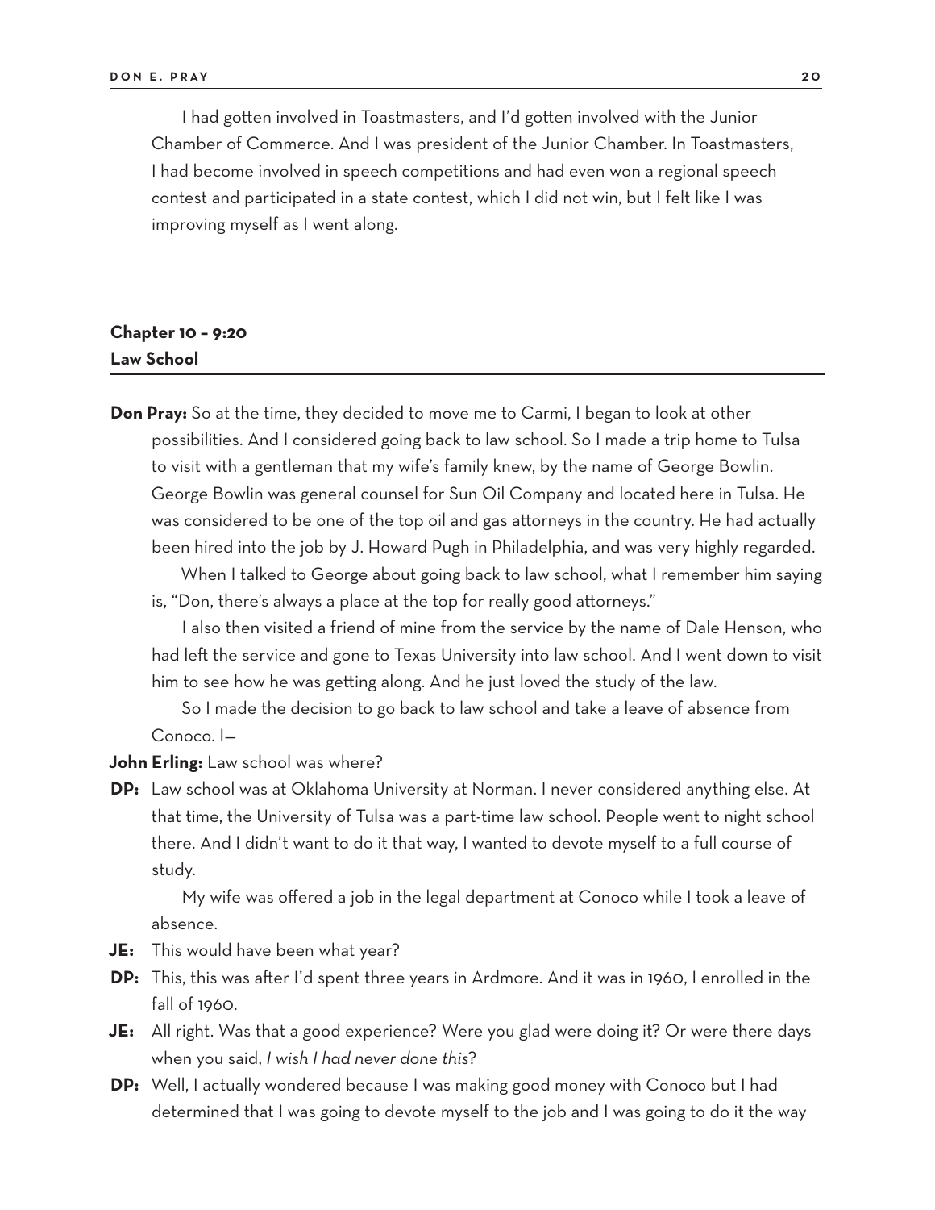I had gotten involved in Toastmasters, and I'd gotten involved with the Junior Chamber of Commerce. And I was president of the Junior Chamber. In Toastmasters, I had become involved in speech competitions and had even won a regional speech contest and participated in a state contest, which I did not win, but I felt like I was improving myself as I went along.

## Chapter 10 – 9:20
## Law School

**Don Pray:** So at the time, they decided to move me to Carmi, I began to look at other possibilities. And I considered going back to law school. So I made a trip home to Tulsa to visit with a gentleman that my wife's family knew, by the name of George Bowlin. George Bowlin was general counsel for Sun Oil Company and located here in Tulsa. He was considered to be one of the top oil and gas attorneys in the country. He had actually been hired into the job by J. Howard Pugh in Philadelphia, and was very highly regarded.

When I talked to George about going back to law school, what I remember him saying is, "Don, there's always a place at the top for really good attorneys."

I also then visited a friend of mine from the service by the name of Dale Henson, who had left the service and gone to Texas University into law school. And I went down to visit him to see how he was getting along. And he just loved the study of the law.

So I made the decision to go back to law school and take a leave of absence from Conoco. I—

**John Erling:** Law school was where?

**DP:** Law school was at Oklahoma University at Norman. I never considered anything else. At that time, the University of Tulsa was a part-time law school. People went to night school there. And I didn't want to do it that way, I wanted to devote myself to a full course of study.

My wife was offered a job in the legal department at Conoco while I took a leave of absence.

**JE:** This would have been what year?

**DP:** This, this was after I'd spent three years in Ardmore. And it was in 1960, I enrolled in the fall of 1960.

**JE:** All right. Was that a good experience? Were you glad were doing it? Or were there days when you said, *I wish I had never done this*?

**DP:** Well, I actually wondered because I was making good money with Conoco but I had determined that I was going to devote myself to the job and I was going to do it the way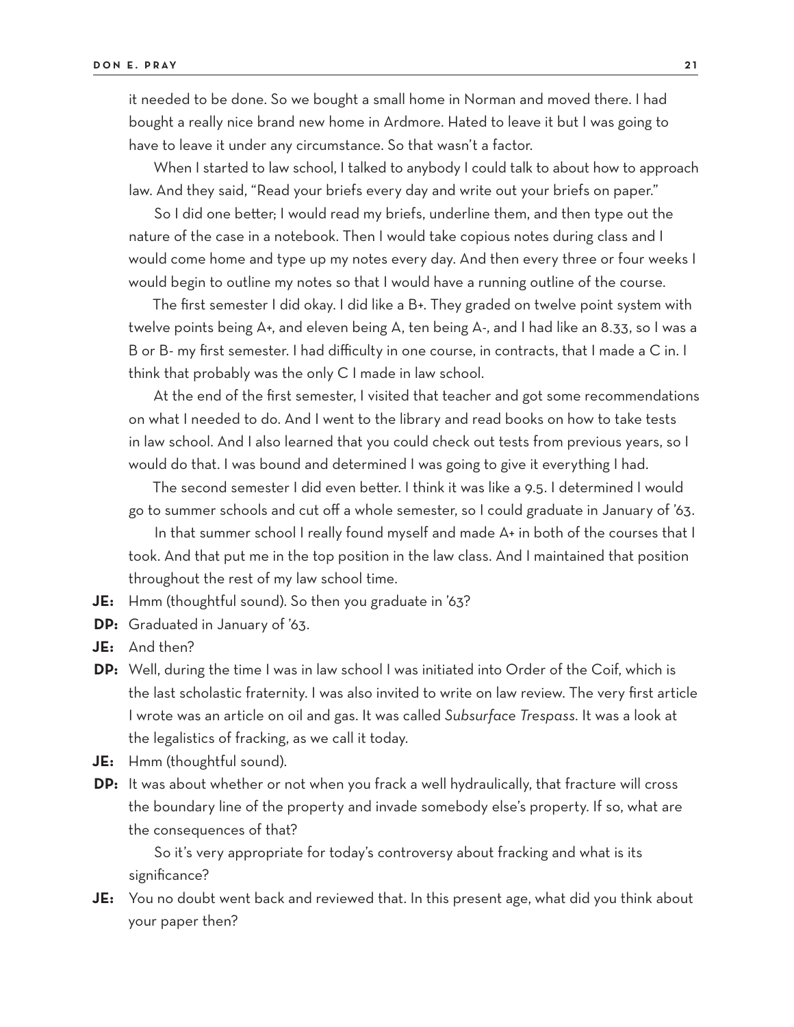it needed to be done. So we bought a small home in Norman and moved there. I had bought a really nice brand new home in Ardmore. Hated to leave it but I was going to have to leave it under any circumstance. So that wasn't a factor.

When I started to law school, I talked to anybody I could talk to about how to approach law. And they said, "Read your briefs every day and write out your briefs on paper."

So I did one better; I would read my briefs, underline them, and then type out the nature of the case in a notebook. Then I would take copious notes during class and I would come home and type up my notes every day. And then every three or four weeks I would begin to outline my notes so that I would have a running outline of the course.

The first semester I did okay. I did like a B+. They graded on twelve point system with twelve points being A+, and eleven being A, ten being A-, and I had like an 8.33, so I was a B or B- my first semester. I had difficulty in one course, in contracts, that I made a C in. I think that probably was the only C I made in law school.

At the end of the first semester, I visited that teacher and got some recommendations on what I needed to do. And I went to the library and read books on how to take tests in law school. And I also learned that you could check out tests from previous years, so I would do that. I was bound and determined I was going to give it everything I had.

The second semester I did even better. I think it was like a 9.5. I determined I would go to summer schools and cut off a whole semester, so I could graduate in January of '63.

In that summer school I really found myself and made A+ in both of the courses that I took. And that put me in the top position in the law class. And I maintained that position throughout the rest of my law school time.

**JE:** Hmm (thoughtful sound). So then you graduate in '63?

**DP:** Graduated in January of '63.

**JE:** And then?

**DP:** Well, during the time I was in law school I was initiated into Order of the Coif, which is the last scholastic fraternity. I was also invited to write on law review. The very first article I wrote was an article on oil and gas. It was called *Subsurface Trespass*. It was a look at the legalistics of fracking, as we call it today.

**JE:** Hmm (thoughtful sound).

**DP:** It was about whether or not when you frack a well hydraulically, that fracture will cross the boundary line of the property and invade somebody else's property. If so, what are the consequences of that?

So it's very appropriate for today's controversy about fracking and what is its significance?

**JE:** You no doubt went back and reviewed that. In this present age, what did you think about your paper then?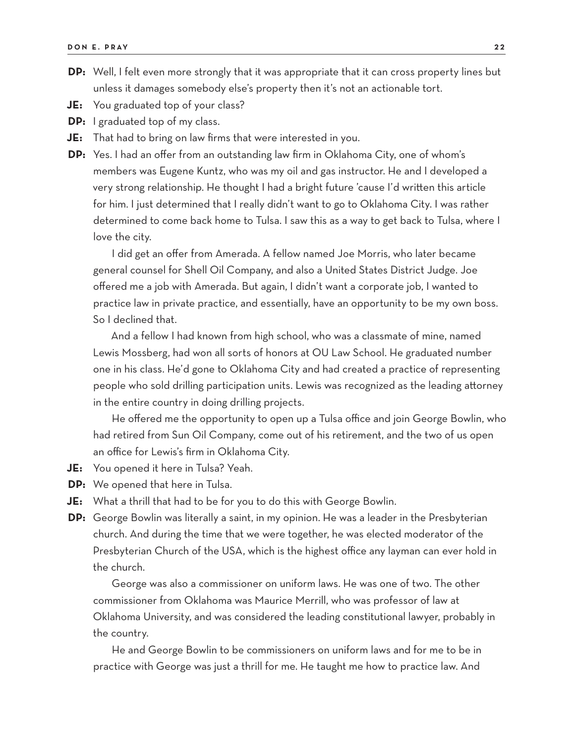**DP:** Well, I felt even more strongly that it was appropriate that it can cross property lines but unless it damages somebody else's property then it's not an actionable tort.

**JE:** You graduated top of your class?

**DP:** I graduated top of my class.

**JE:** That had to bring on law firms that were interested in you.

**DP:** Yes. I had an offer from an outstanding law firm in Oklahoma City, one of whom's members was Eugene Kuntz, who was my oil and gas instructor. He and I developed a very strong relationship. He thought I had a bright future 'cause I'd written this article for him. I just determined that I really didn't want to go to Oklahoma City. I was rather determined to come back home to Tulsa. I saw this as a way to get back to Tulsa, where I love the city.

I did get an offer from Amerada. A fellow named Joe Morris, who later became general counsel for Shell Oil Company, and also a United States District Judge. Joe offered me a job with Amerada. But again, I didn't want a corporate job, I wanted to practice law in private practice, and essentially, have an opportunity to be my own boss. So I declined that.

And a fellow I had known from high school, who was a classmate of mine, named Lewis Mossberg, had won all sorts of honors at OU Law School. He graduated number one in his class. He'd gone to Oklahoma City and had created a practice of representing people who sold drilling participation units. Lewis was recognized as the leading attorney in the entire country in doing drilling projects.

He offered me the opportunity to open up a Tulsa office and join George Bowlin, who had retired from Sun Oil Company, come out of his retirement, and the two of us open an office for Lewis's firm in Oklahoma City.

**JE:** You opened it here in Tulsa? Yeah.

**DP:** We opened that here in Tulsa.

**JE:** What a thrill that had to be for you to do this with George Bowlin.

**DP:** George Bowlin was literally a saint, in my opinion. He was a leader in the Presbyterian church. And during the time that we were together, he was elected moderator of the Presbyterian Church of the USA, which is the highest office any layman can ever hold in the church.

George was also a commissioner on uniform laws. He was one of two. The other commissioner from Oklahoma was Maurice Merrill, who was professor of law at Oklahoma University, and was considered the leading constitutional lawyer, probably in the country.

He and George Bowlin to be commissioners on uniform laws and for me to be in practice with George was just a thrill for me. He taught me how to practice law. And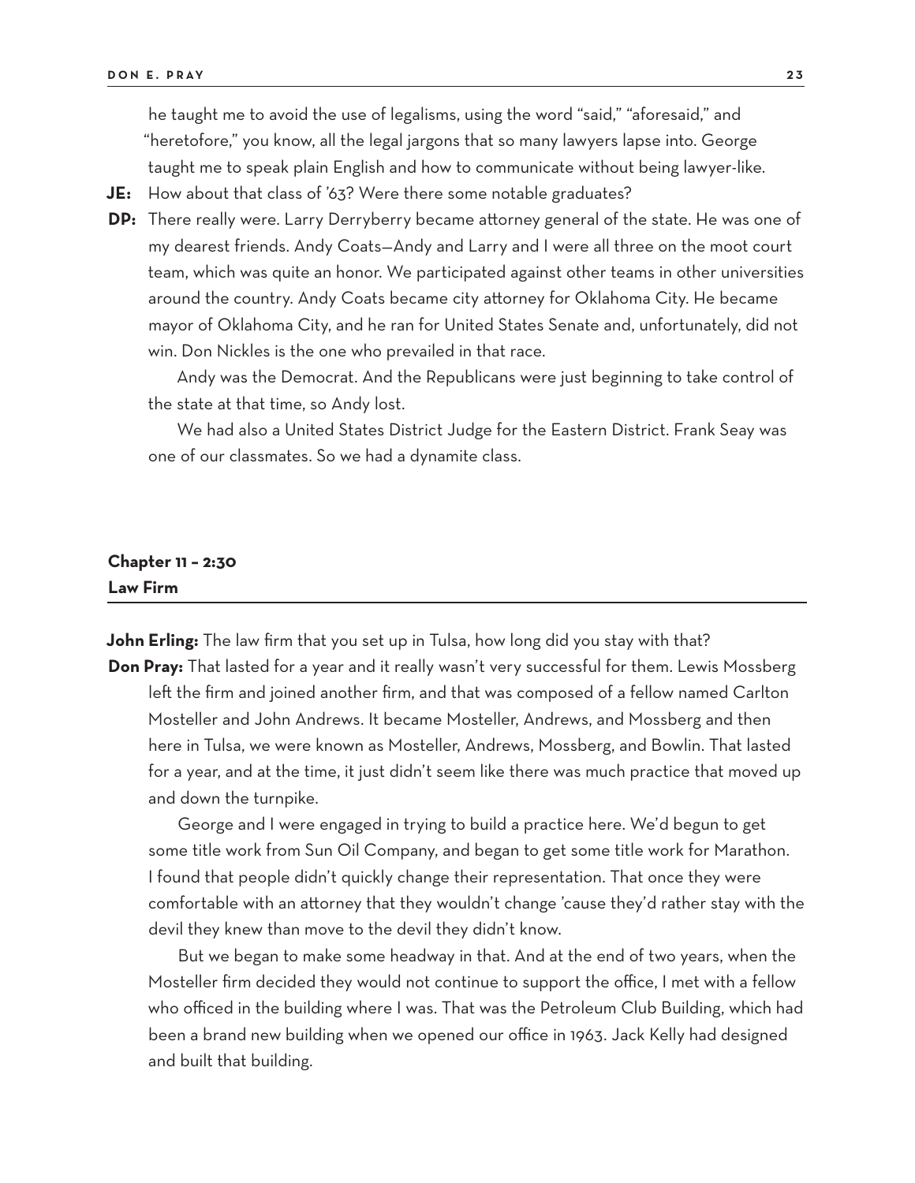he taught me to avoid the use of legalisms, using the word "said," "aforesaid," and "heretofore," you know, all the legal jargons that so many lawyers lapse into. George taught me to speak plain English and how to communicate without being lawyer-like.

**JE:** How about that class of '63? Were there some notable graduates?

**DP:** There really were. Larry Derryberry became attorney general of the state. He was one of my dearest friends. Andy Coats—Andy and Larry and I were all three on the moot court team, which was quite an honor. We participated against other teams in other universities around the country. Andy Coats became city attorney for Oklahoma City. He became mayor of Oklahoma City, and he ran for United States Senate and, unfortunately, did not win. Don Nickles is the one who prevailed in that race.

Andy was the Democrat. And the Republicans were just beginning to take control of the state at that time, so Andy lost.

We had also a United States District Judge for the Eastern District. Frank Seay was one of our classmates. So we had a dynamite class.

## Chapter 11 – 2:30
## Law Firm

**John Erling:** The law firm that you set up in Tulsa, how long did you stay with that?

**Don Pray:** That lasted for a year and it really wasn't very successful for them. Lewis Mossberg left the firm and joined another firm, and that was composed of a fellow named Carlton Mosteller and John Andrews. It became Mosteller, Andrews, and Mossberg and then here in Tulsa, we were known as Mosteller, Andrews, Mossberg, and Bowlin. That lasted for a year, and at the time, it just didn't seem like there was much practice that moved up and down the turnpike.

George and I were engaged in trying to build a practice here. We'd begun to get some title work from Sun Oil Company, and began to get some title work for Marathon. I found that people didn't quickly change their representation. That once they were comfortable with an attorney that they wouldn't change 'cause they'd rather stay with the devil they knew than move to the devil they didn't know.

But we began to make some headway in that. And at the end of two years, when the Mosteller firm decided they would not continue to support the office, I met with a fellow who officed in the building where I was. That was the Petroleum Club Building, which had been a brand new building when we opened our office in 1963. Jack Kelly had designed and built that building.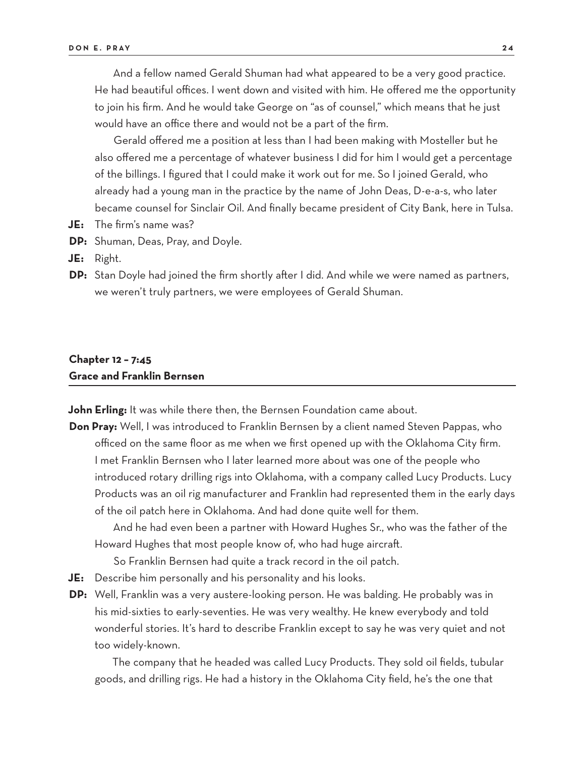And a fellow named Gerald Shuman had what appeared to be a very good practice. He had beautiful offices. I went down and visited with him. He offered me the opportunity to join his firm. And he would take George on "as of counsel," which means that he just would have an office there and would not be a part of the firm.

Gerald offered me a position at less than I had been making with Mosteller but he also offered me a percentage of whatever business I did for him I would get a percentage of the billings. I figured that I could make it work out for me. So I joined Gerald, who already had a young man in the practice by the name of John Deas, D-e-a-s, who later became counsel for Sinclair Oil. And finally became president of City Bank, here in Tulsa.

**JE:** The firm's name was?

**DP:** Shuman, Deas, Pray, and Doyle.

**JE:** Right.

**DP:** Stan Doyle had joined the firm shortly after I did. And while we were named as partners, we weren't truly partners, we were employees of Gerald Shuman.

## Chapter 12 – 7:45
## Grace and Franklin Bernsen

**John Erling:** It was while there then, the Bernsen Foundation came about.

**Don Pray:** Well, I was introduced to Franklin Bernsen by a client named Steven Pappas, who officed on the same floor as me when we first opened up with the Oklahoma City firm. I met Franklin Bernsen who I later learned more about was one of the people who introduced rotary drilling rigs into Oklahoma, with a company called Lucy Products. Lucy Products was an oil rig manufacturer and Franklin had represented them in the early days of the oil patch here in Oklahoma. And had done quite well for them.

And he had even been a partner with Howard Hughes Sr., who was the father of the Howard Hughes that most people know of, who had huge aircraft.

So Franklin Bernsen had quite a track record in the oil patch.

**JE:** Describe him personally and his personality and his looks.

**DP:** Well, Franklin was a very austere-looking person. He was balding. He probably was in his mid-sixties to early-seventies. He was very wealthy. He knew everybody and told wonderful stories. It's hard to describe Franklin except to say he was very quiet and not too widely-known.

The company that he headed was called Lucy Products. They sold oil fields, tubular goods, and drilling rigs. He had a history in the Oklahoma City field, he's the one that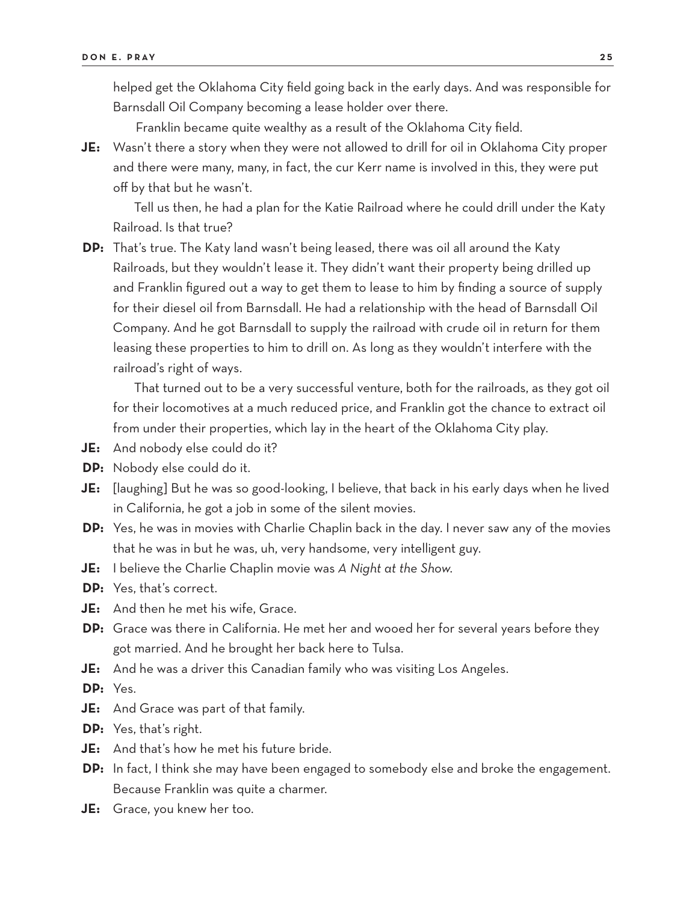helped get the Oklahoma City field going back in the early days. And was responsible for Barnsdall Oil Company becoming a lease holder over there.

Franklin became quite wealthy as a result of the Oklahoma City field.

**JE:** Wasn't there a story when they were not allowed to drill for oil in Oklahoma City proper and there were many, many, in fact, the cur Kerr name is involved in this, they were put off by that but he wasn't.

Tell us then, he had a plan for the Katie Railroad where he could drill under the Katy Railroad. Is that true?

**DP:** That's true. The Katy land wasn't being leased, there was oil all around the Katy Railroads, but they wouldn't lease it. They didn't want their property being drilled up and Franklin figured out a way to get them to lease to him by finding a source of supply for their diesel oil from Barnsdall. He had a relationship with the head of Barnsdall Oil Company. And he got Barnsdall to supply the railroad with crude oil in return for them leasing these properties to him to drill on. As long as they wouldn't interfere with the railroad's right of ways.

That turned out to be a very successful venture, both for the railroads, as they got oil for their locomotives at a much reduced price, and Franklin got the chance to extract oil from under their properties, which lay in the heart of the Oklahoma City play.

**JE:** And nobody else could do it?

**DP:** Nobody else could do it.

**JE:** [laughing] But he was so good-looking, I believe, that back in his early days when he lived in California, he got a job in some of the silent movies.

**DP:** Yes, he was in movies with Charlie Chaplin back in the day. I never saw any of the movies that he was in but he was, uh, very handsome, very intelligent guy.

**JE:** I believe the Charlie Chaplin movie was *A Night at the Show*.

**DP:** Yes, that's correct.

**JE:** And then he met his wife, Grace.

**DP:** Grace was there in California. He met her and wooed her for several years before they got married. And he brought her back here to Tulsa.

**JE:** And he was a driver this Canadian family who was visiting Los Angeles.

**DP:** Yes.

**JE:** And Grace was part of that family.

**DP:** Yes, that's right.

**JE:** And that's how he met his future bride.

**DP:** In fact, I think she may have been engaged to somebody else and broke the engagement. Because Franklin was quite a charmer.

**JE:** Grace, you knew her too.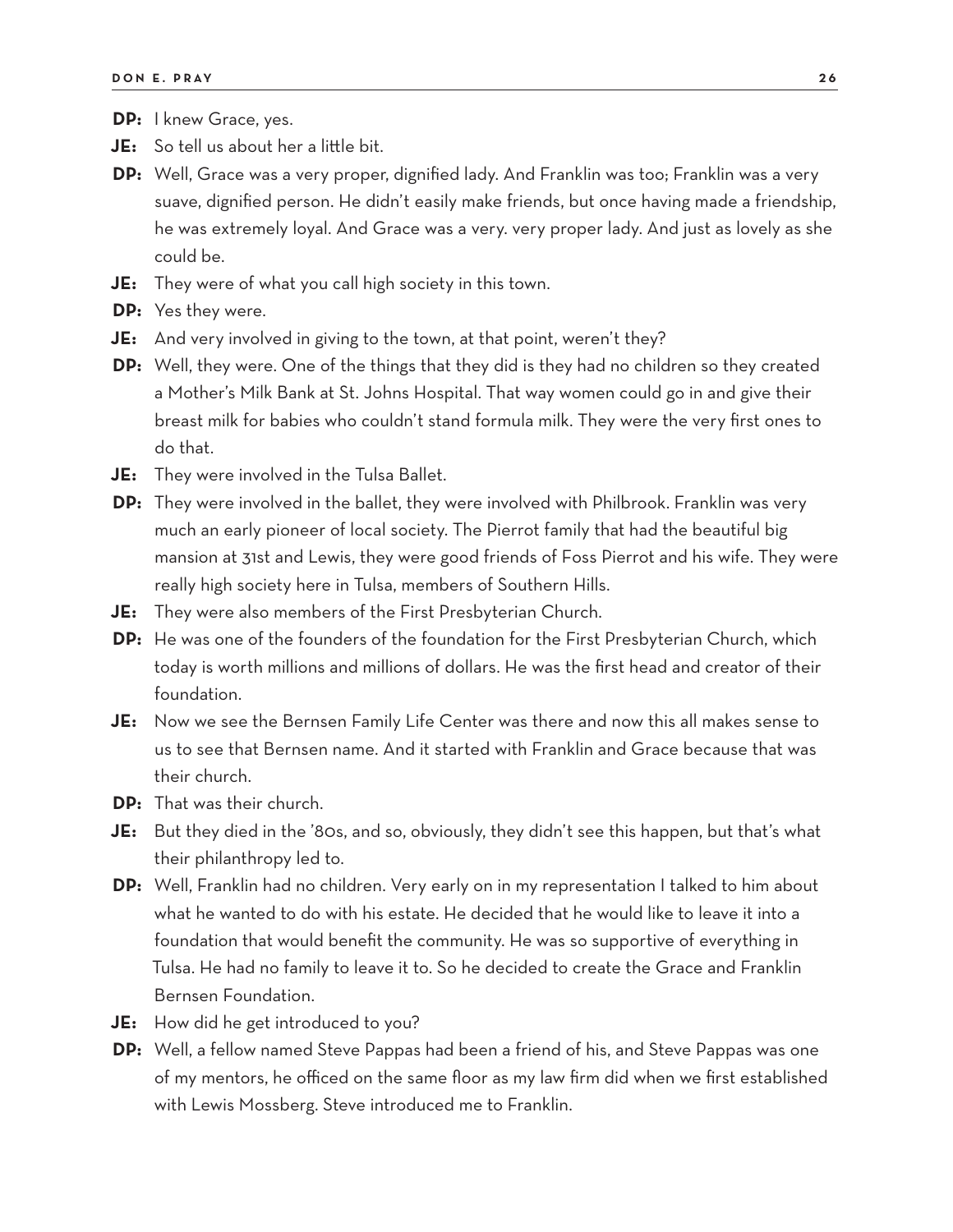**DP:** I knew Grace, yes.

**JE:** So tell us about her a little bit.

**DP:** Well, Grace was a very proper, dignified lady. And Franklin was too; Franklin was a very suave, dignified person. He didn't easily make friends, but once having made a friendship, he was extremely loyal. And Grace was a very. very proper lady. And just as lovely as she could be.

**JE:** They were of what you call high society in this town.

**DP:** Yes they were.

**JE:** And very involved in giving to the town, at that point, weren't they?

**DP:** Well, they were. One of the things that they did is they had no children so they created a Mother's Milk Bank at St. Johns Hospital. That way women could go in and give their breast milk for babies who couldn't stand formula milk. They were the very first ones to do that.

**JE:** They were involved in the Tulsa Ballet.

**DP:** They were involved in the ballet, they were involved with Philbrook. Franklin was very much an early pioneer of local society. The Pierrot family that had the beautiful big mansion at 31st and Lewis, they were good friends of Foss Pierrot and his wife. They were really high society here in Tulsa, members of Southern Hills.

**JE:** They were also members of the First Presbyterian Church.

**DP:** He was one of the founders of the foundation for the First Presbyterian Church, which today is worth millions and millions of dollars. He was the first head and creator of their foundation.

**JE:** Now we see the Bernsen Family Life Center was there and now this all makes sense to us to see that Bernsen name. And it started with Franklin and Grace because that was their church.

**DP:** That was their church.

**JE:** But they died in the '80s, and so, obviously, they didn't see this happen, but that's what their philanthropy led to.

**DP:** Well, Franklin had no children. Very early on in my representation I talked to him about what he wanted to do with his estate. He decided that he would like to leave it into a foundation that would benefit the community. He was so supportive of everything in Tulsa. He had no family to leave it to. So he decided to create the Grace and Franklin Bernsen Foundation.

**JE:** How did he get introduced to you?

**DP:** Well, a fellow named Steve Pappas had been a friend of his, and Steve Pappas was one of my mentors, he officed on the same floor as my law firm did when we first established with Lewis Mossberg. Steve introduced me to Franklin.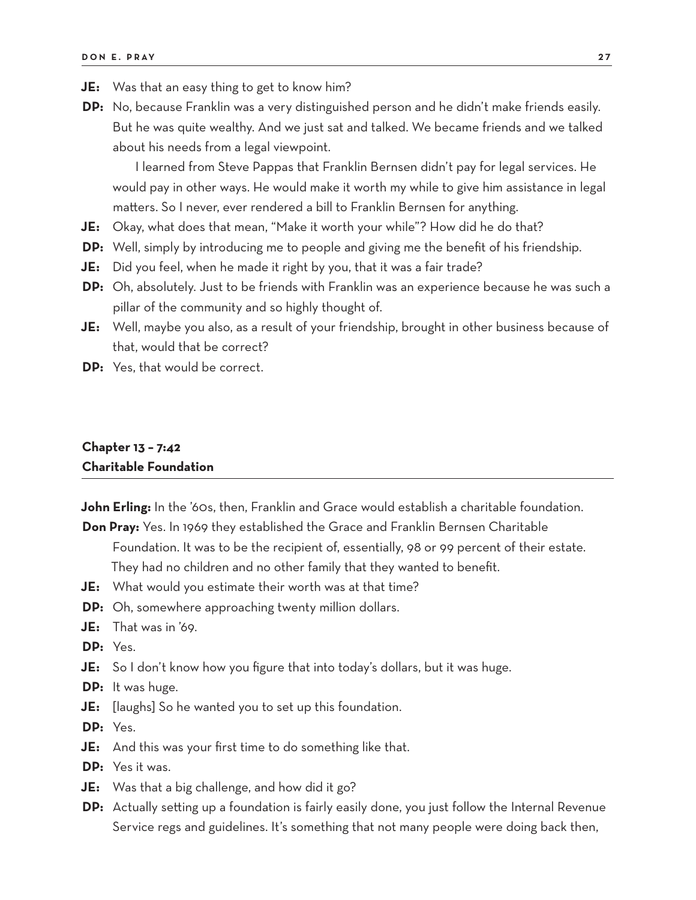**JE:** Was that an easy thing to get to know him?

**DP:** No, because Franklin was a very distinguished person and he didn't make friends easily. But he was quite wealthy. And we just sat and talked. We became friends and we talked about his needs from a legal viewpoint.

I learned from Steve Pappas that Franklin Bernsen didn't pay for legal services. He would pay in other ways. He would make it worth my while to give him assistance in legal matters. So I never, ever rendered a bill to Franklin Bernsen for anything.

**JE:** Okay, what does that mean, "Make it worth your while"? How did he do that?

**DP:** Well, simply by introducing me to people and giving me the benefit of his friendship.

**JE:** Did you feel, when he made it right by you, that it was a fair trade?

**DP:** Oh, absolutely. Just to be friends with Franklin was an experience because he was such a pillar of the community and so highly thought of.

**JE:** Well, maybe you also, as a result of your friendship, brought in other business because of that, would that be correct?

**DP:** Yes, that would be correct.

## Chapter 13 – 7:42
## Charitable Foundation

**John Erling:** In the '60s, then, Franklin and Grace would establish a charitable foundation.

**Don Pray:** Yes. In 1969 they established the Grace and Franklin Bernsen Charitable Foundation. It was to be the recipient of, essentially, 98 or 99 percent of their estate. They had no children and no other family that they wanted to benefit.

**JE:** What would you estimate their worth was at that time?

**DP:** Oh, somewhere approaching twenty million dollars.

**JE:** That was in '69.

**DP:** Yes.

**JE:** So I don't know how you figure that into today's dollars, but it was huge.

**DP:** It was huge.

**JE:** [laughs] So he wanted you to set up this foundation.

**DP:** Yes.

**JE:** And this was your first time to do something like that.

**DP:** Yes it was.

**JE:** Was that a big challenge, and how did it go?

**DP:** Actually setting up a foundation is fairly easily done, you just follow the Internal Revenue Service regs and guidelines. It's something that not many people were doing back then,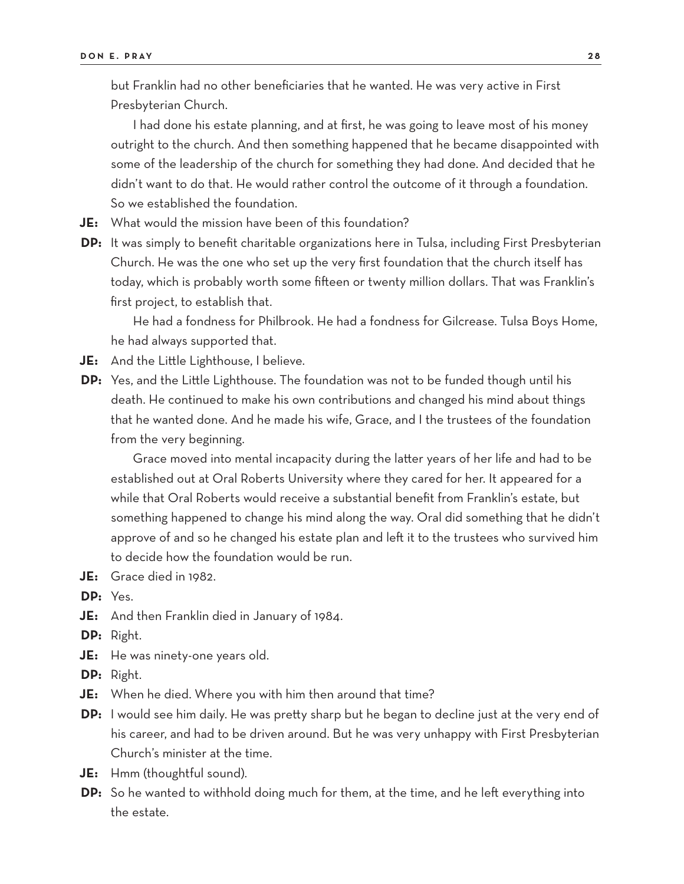but Franklin had no other beneficiaries that he wanted. He was very active in First Presbyterian Church.

I had done his estate planning, and at first, he was going to leave most of his money outright to the church. And then something happened that he became disappointed with some of the leadership of the church for something they had done. And decided that he didn't want to do that. He would rather control the outcome of it through a foundation. So we established the foundation.

**JE:** What would the mission have been of this foundation?

**DP:** It was simply to benefit charitable organizations here in Tulsa, including First Presbyterian Church. He was the one who set up the very first foundation that the church itself has today, which is probably worth some fifteen or twenty million dollars. That was Franklin's first project, to establish that.

He had a fondness for Philbrook. He had a fondness for Gilcrease. Tulsa Boys Home, he had always supported that.

**JE:** And the Little Lighthouse, I believe.

**DP:** Yes, and the Little Lighthouse. The foundation was not to be funded though until his death. He continued to make his own contributions and changed his mind about things that he wanted done. And he made his wife, Grace, and I the trustees of the foundation from the very beginning.

Grace moved into mental incapacity during the latter years of her life and had to be established out at Oral Roberts University where they cared for her. It appeared for a while that Oral Roberts would receive a substantial benefit from Franklin's estate, but something happened to change his mind along the way. Oral did something that he didn't approve of and so he changed his estate plan and left it to the trustees who survived him to decide how the foundation would be run.

**JE:** Grace died in 1982.

**DP:** Yes.

**JE:** And then Franklin died in January of 1984.

**DP:** Right.

**JE:** He was ninety-one years old.

**DP:** Right.

**JE:** When he died. Where you with him then around that time?

**DP:** I would see him daily. He was pretty sharp but he began to decline just at the very end of his career, and had to be driven around. But he was very unhappy with First Presbyterian Church's minister at the time.

**JE:** Hmm (thoughtful sound).

**DP:** So he wanted to withhold doing much for them, at the time, and he left everything into the estate.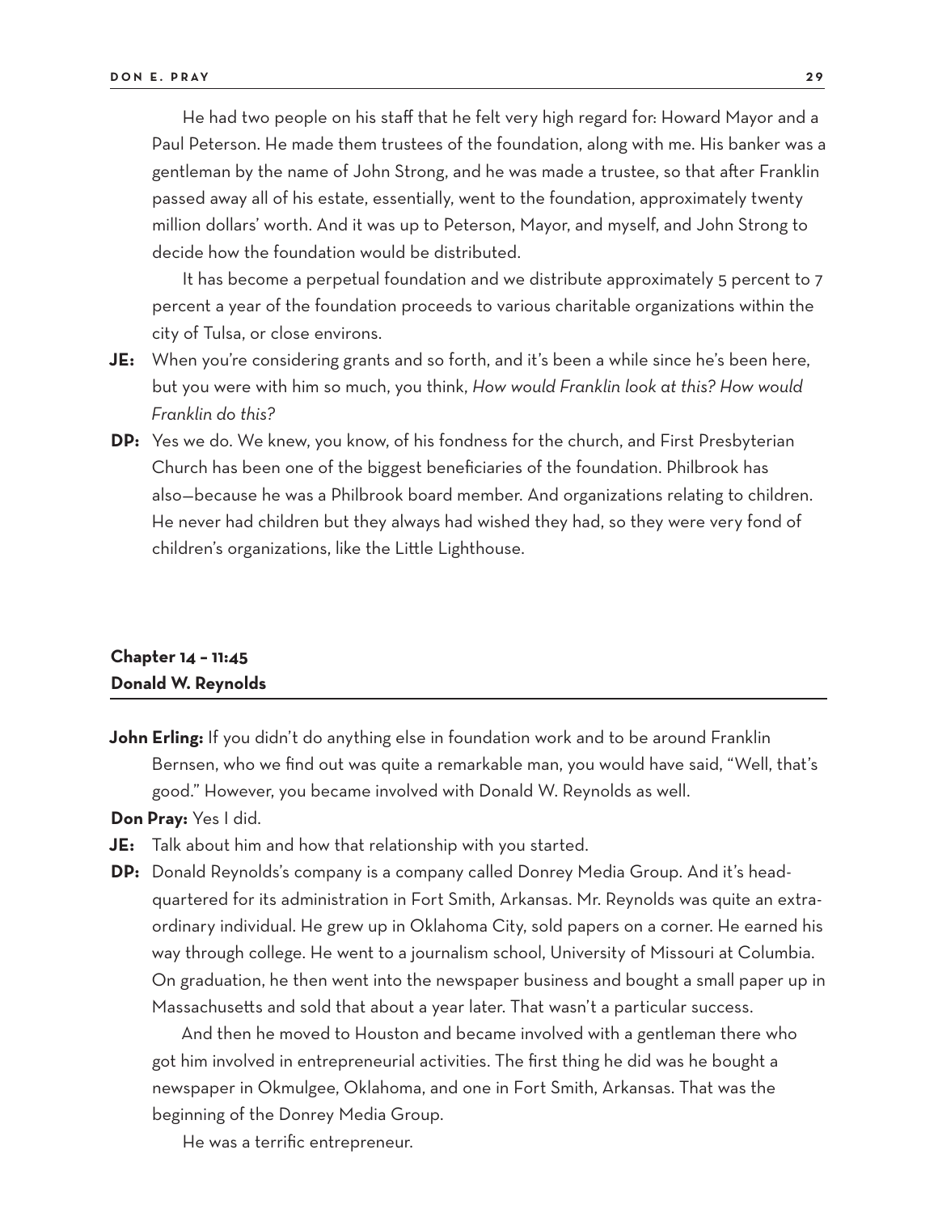He had two people on his staff that he felt very high regard for: Howard Mayor and a Paul Peterson. He made them trustees of the foundation, along with me. His banker was a gentleman by the name of John Strong, and he was made a trustee, so that after Franklin passed away all of his estate, essentially, went to the foundation, approximately twenty million dollars' worth. And it was up to Peterson, Mayor, and myself, and John Strong to decide how the foundation would be distributed.

It has become a perpetual foundation and we distribute approximately 5 percent to 7 percent a year of the foundation proceeds to various charitable organizations within the city of Tulsa, or close environs.

**JE:** When you're considering grants and so forth, and it's been a while since he's been here, but you were with him so much, you think, *How would Franklin look at this? How would Franklin do this?*

**DP:** Yes we do. We knew, you know, of his fondness for the church, and First Presbyterian Church has been one of the biggest beneficiaries of the foundation. Philbrook has also—because he was a Philbrook board member. And organizations relating to children. He never had children but they always had wished they had, so they were very fond of children's organizations, like the Little Lighthouse.

## Chapter 14 – 11:45
## Donald W. Reynolds

**John Erling:** If you didn't do anything else in foundation work and to be around Franklin Bernsen, who we find out was quite a remarkable man, you would have said, "Well, that's good." However, you became involved with Donald W. Reynolds as well.

**Don Pray:** Yes I did.

**JE:** Talk about him and how that relationship with you started.

**DP:** Donald Reynolds's company is a company called Donrey Media Group. And it's headquartered for its administration in Fort Smith, Arkansas. Mr. Reynolds was quite an extraordinary individual. He grew up in Oklahoma City, sold papers on a corner. He earned his way through college. He went to a journalism school, University of Missouri at Columbia. On graduation, he then went into the newspaper business and bought a small paper up in Massachusetts and sold that about a year later. That wasn't a particular success.

And then he moved to Houston and became involved with a gentleman there who got him involved in entrepreneurial activities. The first thing he did was he bought a newspaper in Okmulgee, Oklahoma, and one in Fort Smith, Arkansas. That was the beginning of the Donrey Media Group.

He was a terrific entrepreneur.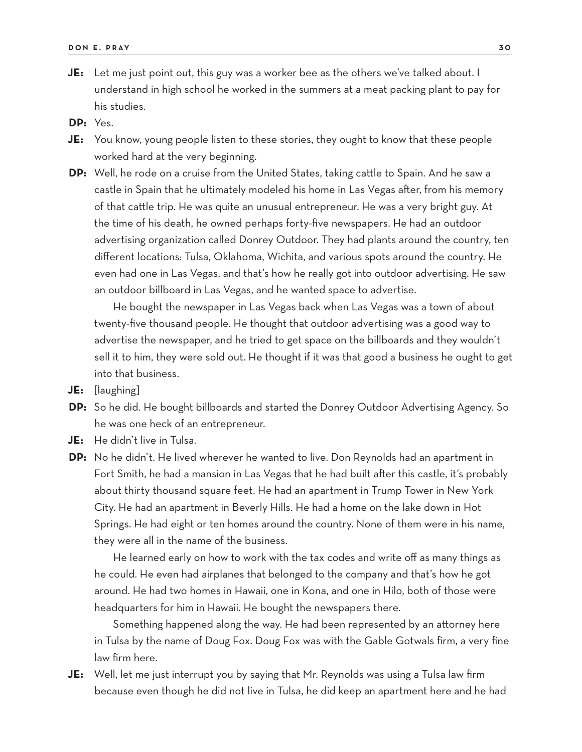**JE:** Let me just point out, this guy was a worker bee as the others we've talked about. I understand in high school he worked in the summers at a meat packing plant to pay for his studies.

**DP:** Yes.

**JE:** You know, young people listen to these stories, they ought to know that these people worked hard at the very beginning.

**DP:** Well, he rode on a cruise from the United States, taking cattle to Spain. And he saw a castle in Spain that he ultimately modeled his home in Las Vegas after, from his memory of that cattle trip. He was quite an unusual entrepreneur. He was a very bright guy. At the time of his death, he owned perhaps forty-five newspapers. He had an outdoor advertising organization called Donrey Outdoor. They had plants around the country, ten different locations: Tulsa, Oklahoma, Wichita, and various spots around the country. He even had one in Las Vegas, and that's how he really got into outdoor advertising. He saw an outdoor billboard in Las Vegas, and he wanted space to advertise.

He bought the newspaper in Las Vegas back when Las Vegas was a town of about twenty-five thousand people. He thought that outdoor advertising was a good way to advertise the newspaper, and he tried to get space on the billboards and they wouldn't sell it to him, they were sold out. He thought if it was that good a business he ought to get into that business.

**JE:** [laughing]

**DP:** So he did. He bought billboards and started the Donrey Outdoor Advertising Agency. So he was one heck of an entrepreneur.

**JE:** He didn't live in Tulsa.

**DP:** No he didn't. He lived wherever he wanted to live. Don Reynolds had an apartment in Fort Smith, he had a mansion in Las Vegas that he had built after this castle, it's probably about thirty thousand square feet. He had an apartment in Trump Tower in New York City. He had an apartment in Beverly Hills. He had a home on the lake down in Hot Springs. He had eight or ten homes around the country. None of them were in his name, they were all in the name of the business.

He learned early on how to work with the tax codes and write off as many things as he could. He even had airplanes that belonged to the company and that's how he got around. He had two homes in Hawaii, one in Kona, and one in Hilo, both of those were headquarters for him in Hawaii. He bought the newspapers there.

Something happened along the way. He had been represented by an attorney here in Tulsa by the name of Doug Fox. Doug Fox was with the Gable Gotwals firm, a very fine law firm here.

**JE:** Well, let me just interrupt you by saying that Mr. Reynolds was using a Tulsa law firm because even though he did not live in Tulsa, he did keep an apartment here and he had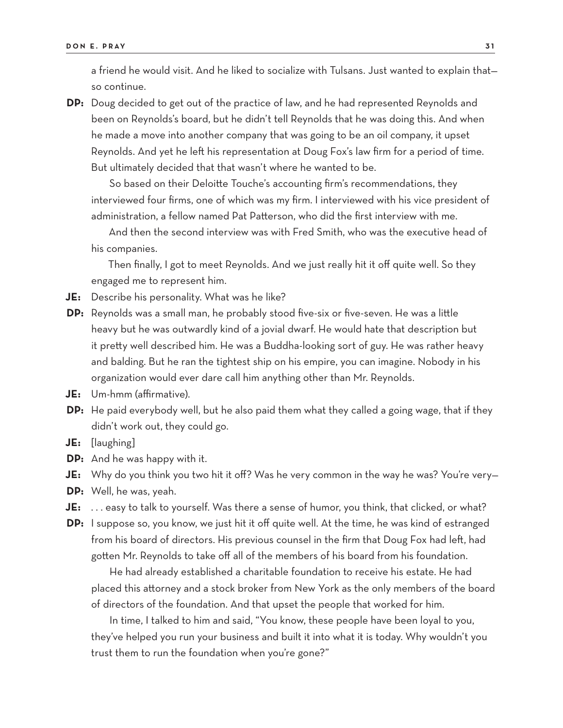a friend he would visit. And he liked to socialize with Tulsans. Just wanted to explain that—so continue.

**DP:** Doug decided to get out of the practice of law, and he had represented Reynolds and been on Reynolds's board, but he didn't tell Reynolds that he was doing this. And when he made a move into another company that was going to be an oil company, it upset Reynolds. And yet he left his representation at Doug Fox's law firm for a period of time. But ultimately decided that that wasn't where he wanted to be.

So based on their Deloitte Touche's accounting firm's recommendations, they interviewed four firms, one of which was my firm. I interviewed with his vice president of administration, a fellow named Pat Patterson, who did the first interview with me.

And then the second interview was with Fred Smith, who was the executive head of his companies.

Then finally, I got to meet Reynolds. And we just really hit it off quite well. So they engaged me to represent him.

**JE:** Describe his personality. What was he like?

**DP:** Reynolds was a small man, he probably stood five-six or five-seven. He was a little heavy but he was outwardly kind of a jovial dwarf. He would hate that description but it pretty well described him. He was a Buddha-looking sort of guy. He was rather heavy and balding. But he ran the tightest ship on his empire, you can imagine. Nobody in his organization would ever dare call him anything other than Mr. Reynolds.

**JE:** Um-hmm (affirmative).

**DP:** He paid everybody well, but he also paid them what they called a going wage, that if they didn't work out, they could go.

**JE:** [laughing]

**DP:** And he was happy with it.

**JE:** Why do you think you two hit it off? Was he very common in the way he was? You're very—

**DP:** Well, he was, yeah.

**JE:** . . . easy to talk to yourself. Was there a sense of humor, you think, that clicked, or what?

**DP:** I suppose so, you know, we just hit it off quite well. At the time, he was kind of estranged from his board of directors. His previous counsel in the firm that Doug Fox had left, had gotten Mr. Reynolds to take off all of the members of his board from his foundation.

He had already established a charitable foundation to receive his estate. He had placed this attorney and a stock broker from New York as the only members of the board of directors of the foundation. And that upset the people that worked for him.

In time, I talked to him and said, "You know, these people have been loyal to you, they've helped you run your business and built it into what it is today. Why wouldn't you trust them to run the foundation when you're gone?"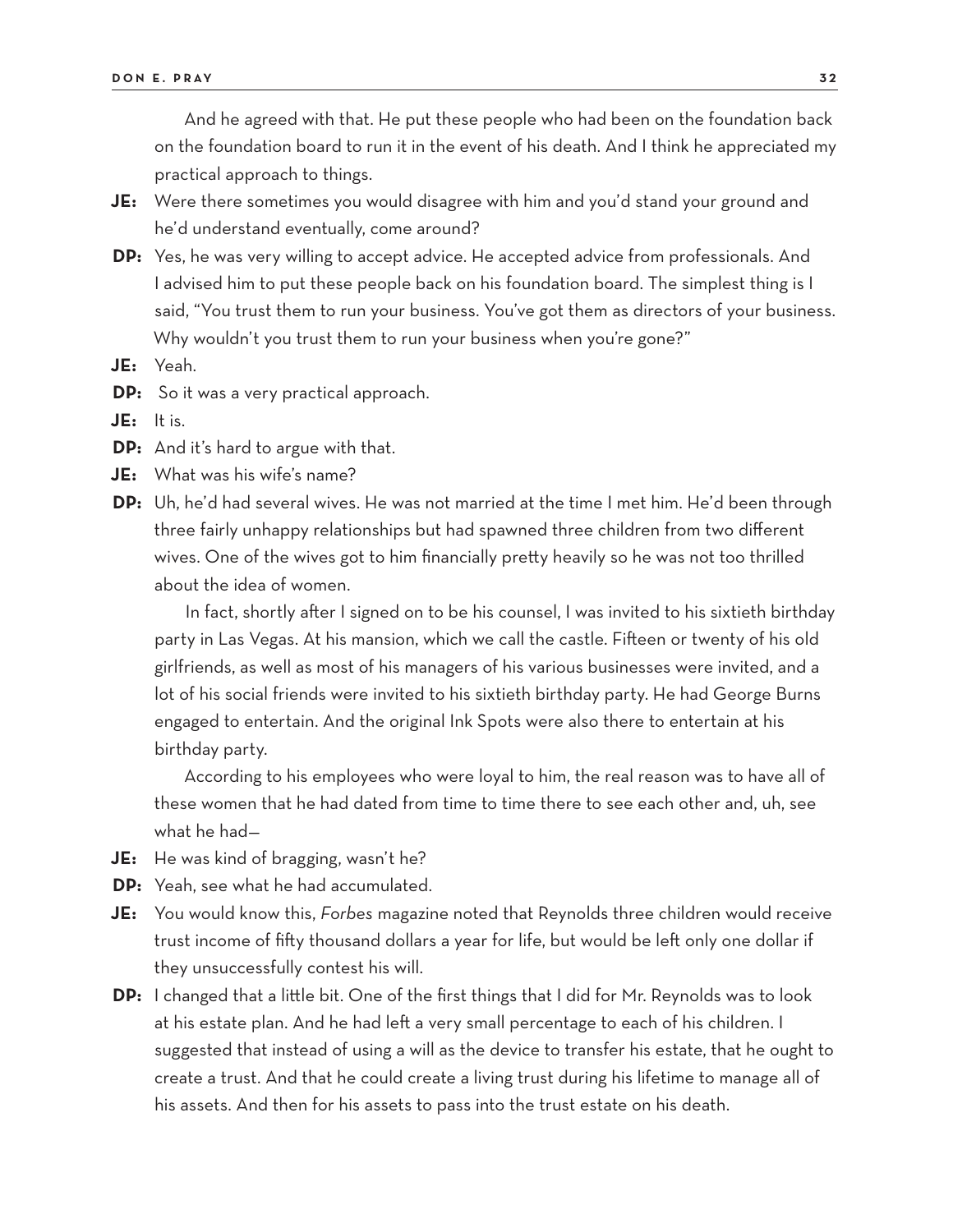And he agreed with that. He put these people who had been on the foundation back on the foundation board to run it in the event of his death. And I think he appreciated my practical approach to things.

**JE:** Were there sometimes you would disagree with him and you'd stand your ground and he'd understand eventually, come around?

**DP:** Yes, he was very willing to accept advice. He accepted advice from professionals. And I advised him to put these people back on his foundation board. The simplest thing is I said, "You trust them to run your business. You've got them as directors of your business. Why wouldn't you trust them to run your business when you're gone?"

**JE:** Yeah.

**DP:** So it was a very practical approach.

**JE:** It is.

**DP:** And it's hard to argue with that.

**JE:** What was his wife's name?

**DP:** Uh, he'd had several wives. He was not married at the time I met him. He'd been through three fairly unhappy relationships but had spawned three children from two different wives. One of the wives got to him financially pretty heavily so he was not too thrilled about the idea of women.

In fact, shortly after I signed on to be his counsel, I was invited to his sixtieth birthday party in Las Vegas. At his mansion, which we call the castle. Fifteen or twenty of his old girlfriends, as well as most of his managers of his various businesses were invited, and a lot of his social friends were invited to his sixtieth birthday party. He had George Burns engaged to entertain. And the original Ink Spots were also there to entertain at his birthday party.

According to his employees who were loyal to him, the real reason was to have all of these women that he had dated from time to time there to see each other and, uh, see what he had—

**JE:** He was kind of bragging, wasn't he?

**DP:** Yeah, see what he had accumulated.

**JE:** You would know this, *Forbes* magazine noted that Reynolds three children would receive trust income of fifty thousand dollars a year for life, but would be left only one dollar if they unsuccessfully contest his will.

**DP:** I changed that a little bit. One of the first things that I did for Mr. Reynolds was to look at his estate plan. And he had left a very small percentage to each of his children. I suggested that instead of using a will as the device to transfer his estate, that he ought to create a trust. And that he could create a living trust during his lifetime to manage all of his assets. And then for his assets to pass into the trust estate on his death.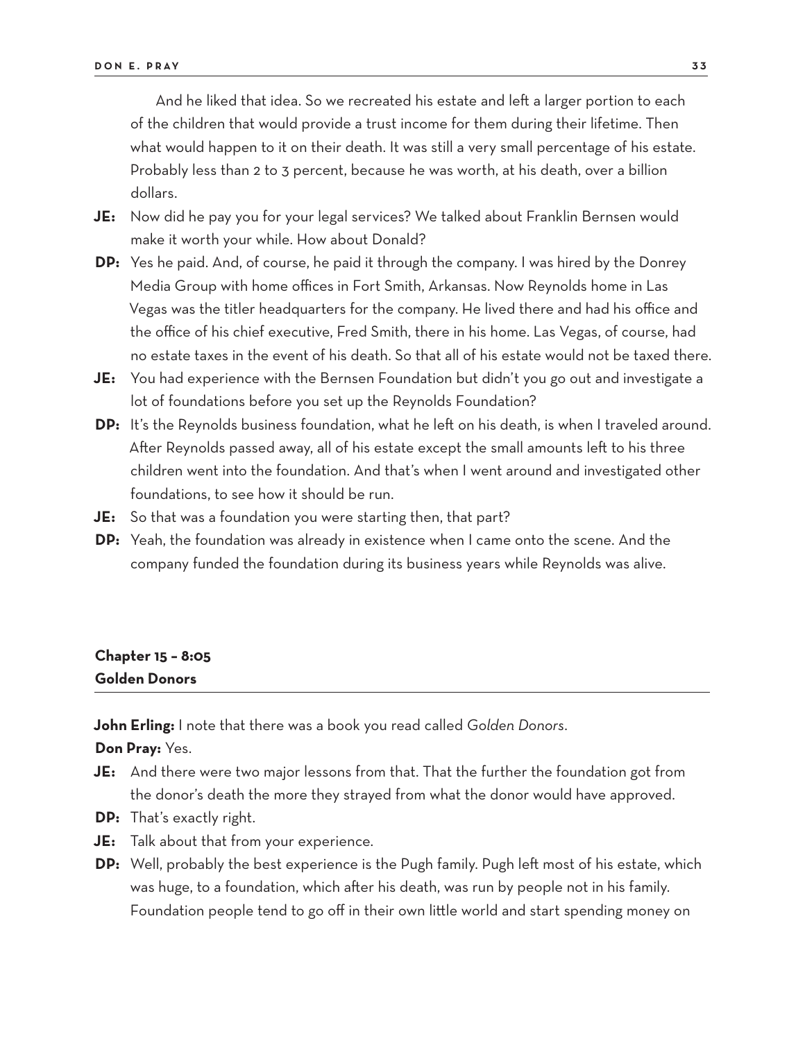And he liked that idea. So we recreated his estate and left a larger portion to each of the children that would provide a trust income for them during their lifetime. Then what would happen to it on their death. It was still a very small percentage of his estate. Probably less than 2 to 3 percent, because he was worth, at his death, over a billion dollars.

**JE:** Now did he pay you for your legal services? We talked about Franklin Bernsen would make it worth your while. How about Donald?

**DP:** Yes he paid. And, of course, he paid it through the company. I was hired by the Donrey Media Group with home offices in Fort Smith, Arkansas. Now Reynolds home in Las Vegas was the titler headquarters for the company. He lived there and had his office and the office of his chief executive, Fred Smith, there in his home. Las Vegas, of course, had no estate taxes in the event of his death. So that all of his estate would not be taxed there.

**JE:** You had experience with the Bernsen Foundation but didn't you go out and investigate a lot of foundations before you set up the Reynolds Foundation?

**DP:** It's the Reynolds business foundation, what he left on his death, is when I traveled around. After Reynolds passed away, all of his estate except the small amounts left to his three children went into the foundation. And that's when I went around and investigated other foundations, to see how it should be run.

**JE:** So that was a foundation you were starting then, that part?

**DP:** Yeah, the foundation was already in existence when I came onto the scene. And the company funded the foundation during its business years while Reynolds was alive.

## Chapter 15 – 8:05
## Golden Donors

**John Erling:** I note that there was a book you read called *Golden Donors*.

**Don Pray:** Yes.

**JE:** And there were two major lessons from that. That the further the foundation got from the donor's death the more they strayed from what the donor would have approved.

**DP:** That's exactly right.

**JE:** Talk about that from your experience.

**DP:** Well, probably the best experience is the Pugh family. Pugh left most of his estate, which was huge, to a foundation, which after his death, was run by people not in his family. Foundation people tend to go off in their own little world and start spending money on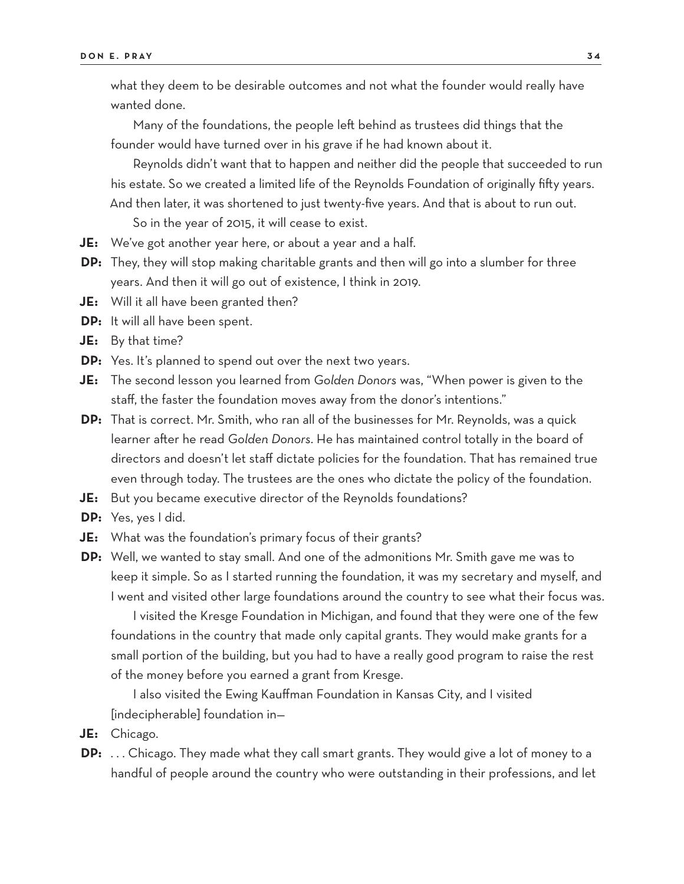what they deem to be desirable outcomes and not what the founder would really have wanted done.

Many of the foundations, the people left behind as trustees did things that the founder would have turned over in his grave if he had known about it.

Reynolds didn't want that to happen and neither did the people that succeeded to run his estate. So we created a limited life of the Reynolds Foundation of originally fifty years. And then later, it was shortened to just twenty-five years. And that is about to run out.

So in the year of 2015, it will cease to exist.

**JE:** We've got another year here, or about a year and a half.

**DP:** They, they will stop making charitable grants and then will go into a slumber for three years. And then it will go out of existence, I think in 2019.

**JE:** Will it all have been granted then?

**DP:** It will all have been spent.

**JE:** By that time?

**DP:** Yes. It's planned to spend out over the next two years.

**JE:** The second lesson you learned from *Golden Donors* was, "When power is given to the staff, the faster the foundation moves away from the donor's intentions."

**DP:** That is correct. Mr. Smith, who ran all of the businesses for Mr. Reynolds, was a quick learner after he read *Golden Donors*. He has maintained control totally in the board of directors and doesn't let staff dictate policies for the foundation. That has remained true even through today. The trustees are the ones who dictate the policy of the foundation.

**JE:** But you became executive director of the Reynolds foundations?

**DP:** Yes, yes I did.

**JE:** What was the foundation's primary focus of their grants?

**DP:** Well, we wanted to stay small. And one of the admonitions Mr. Smith gave me was to keep it simple. So as I started running the foundation, it was my secretary and myself, and I went and visited other large foundations around the country to see what their focus was.

I visited the Kresge Foundation in Michigan, and found that they were one of the few foundations in the country that made only capital grants. They would make grants for a small portion of the building, but you had to have a really good program to raise the rest of the money before you earned a grant from Kresge.

I also visited the Ewing Kauffman Foundation in Kansas City, and I visited [indecipherable] foundation in—

**JE:** Chicago.

**DP:** . . . Chicago. They made what they call smart grants. They would give a lot of money to a handful of people around the country who were outstanding in their professions, and let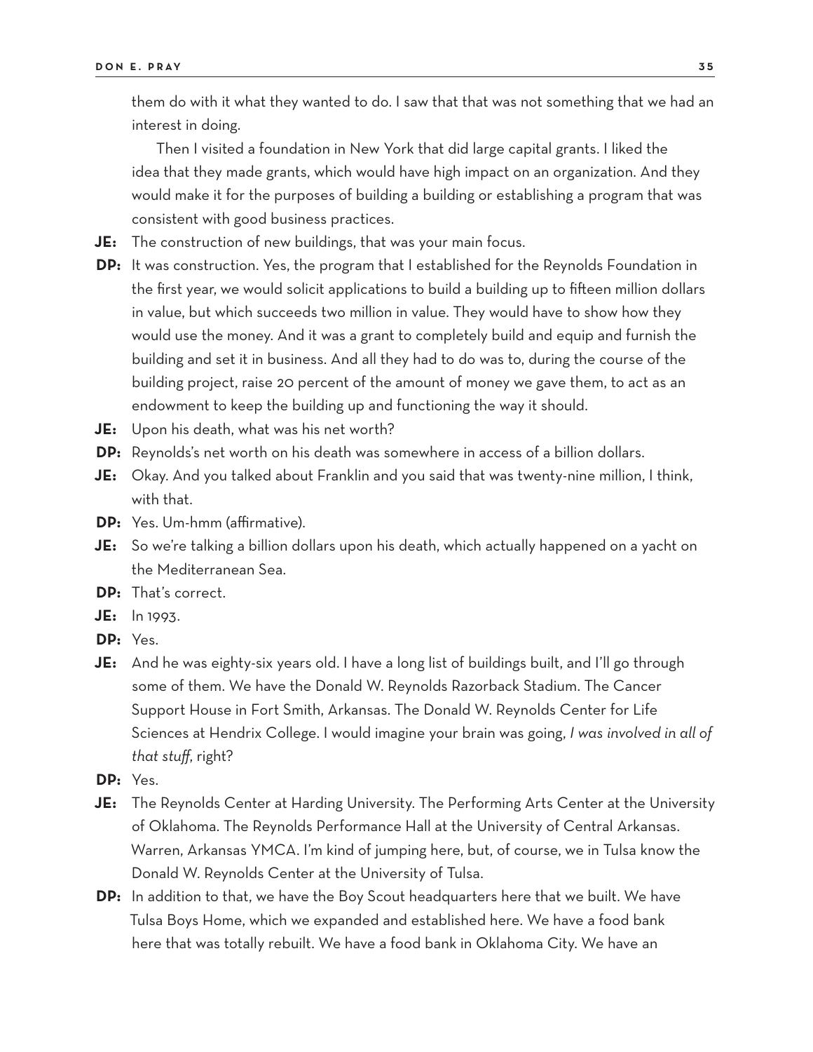them do with it what they wanted to do. I saw that that was not something that we had an interest in doing.

Then I visited a foundation in New York that did large capital grants. I liked the idea that they made grants, which would have high impact on an organization. And they would make it for the purposes of building a building or establishing a program that was consistent with good business practices.

**JE:** The construction of new buildings, that was your main focus.

**DP:** It was construction. Yes, the program that I established for the Reynolds Foundation in the first year, we would solicit applications to build a building up to fifteen million dollars in value, but which succeeds two million in value. They would have to show how they would use the money. And it was a grant to completely build and equip and furnish the building and set it in business. And all they had to do was to, during the course of the building project, raise 20 percent of the amount of money we gave them, to act as an endowment to keep the building up and functioning the way it should.

**JE:** Upon his death, what was his net worth?

**DP:** Reynolds's net worth on his death was somewhere in access of a billion dollars.

**JE:** Okay. And you talked about Franklin and you said that was twenty-nine million, I think, with that.

**DP:** Yes. Um-hmm (affirmative).

**JE:** So we're talking a billion dollars upon his death, which actually happened on a yacht on the Mediterranean Sea.

**DP:** That's correct.

**JE:** In 1993.

**DP:** Yes.

**JE:** And he was eighty-six years old. I have a long list of buildings built, and I'll go through some of them. We have the Donald W. Reynolds Razorback Stadium. The Cancer Support House in Fort Smith, Arkansas. The Donald W. Reynolds Center for Life Sciences at Hendrix College. I would imagine your brain was going, *I was involved in all of that stuff*, right?

**DP:** Yes.

**JE:** The Reynolds Center at Harding University. The Performing Arts Center at the University of Oklahoma. The Reynolds Performance Hall at the University of Central Arkansas. Warren, Arkansas YMCA. I'm kind of jumping here, but, of course, we in Tulsa know the Donald W. Reynolds Center at the University of Tulsa.

**DP:** In addition to that, we have the Boy Scout headquarters here that we built. We have Tulsa Boys Home, which we expanded and established here. We have a food bank here that was totally rebuilt. We have a food bank in Oklahoma City. We have an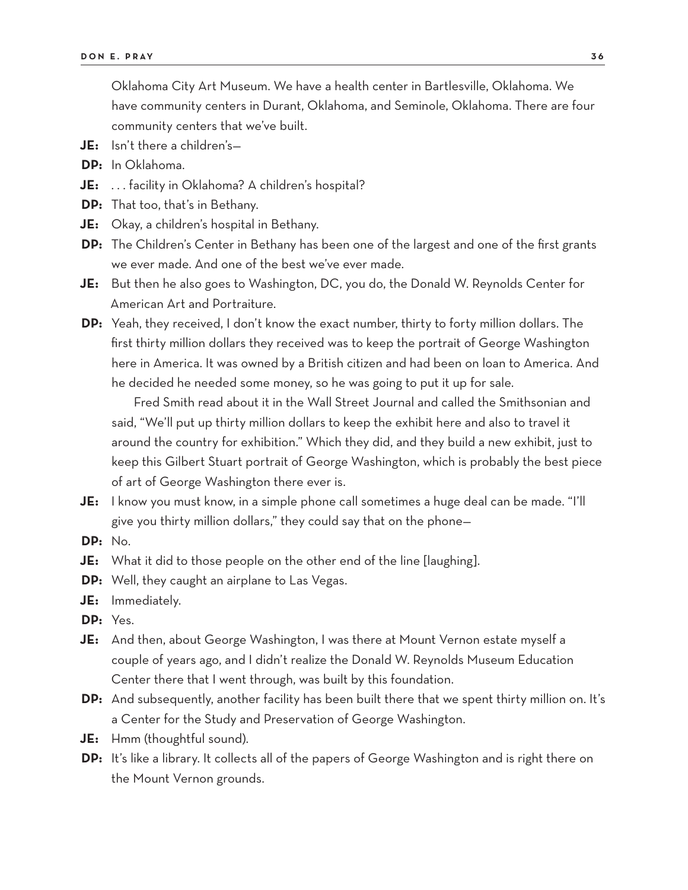Oklahoma City Art Museum. We have a health center in Bartlesville, Oklahoma. We have community centers in Durant, Oklahoma, and Seminole, Oklahoma. There are four community centers that we've built.

**JE:** Isn't there a children's—

**DP:** In Oklahoma.

**JE:** . . . facility in Oklahoma? A children's hospital?

**DP:** That too, that's in Bethany.

**JE:** Okay, a children's hospital in Bethany.

**DP:** The Children's Center in Bethany has been one of the largest and one of the first grants we ever made. And one of the best we've ever made.

**JE:** But then he also goes to Washington, DC, you do, the Donald W. Reynolds Center for American Art and Portraiture.

**DP:** Yeah, they received, I don't know the exact number, thirty to forty million dollars. The first thirty million dollars they received was to keep the portrait of George Washington here in America. It was owned by a British citizen and had been on loan to America. And he decided he needed some money, so he was going to put it up for sale.

Fred Smith read about it in the Wall Street Journal and called the Smithsonian and said, "We'll put up thirty million dollars to keep the exhibit here and also to travel it around the country for exhibition." Which they did, and they build a new exhibit, just to keep this Gilbert Stuart portrait of George Washington, which is probably the best piece of art of George Washington there ever is.

**JE:** I know you must know, in a simple phone call sometimes a huge deal can be made. "I'll give you thirty million dollars," they could say that on the phone—

**DP:** No.

**JE:** What it did to those people on the other end of the line [laughing].

**DP:** Well, they caught an airplane to Las Vegas.

**JE:** Immediately.

**DP:** Yes.

**JE:** And then, about George Washington, I was there at Mount Vernon estate myself a couple of years ago, and I didn't realize the Donald W. Reynolds Museum Education Center there that I went through, was built by this foundation.

**DP:** And subsequently, another facility has been built there that we spent thirty million on. It's a Center for the Study and Preservation of George Washington.

**JE:** Hmm (thoughtful sound).

**DP:** It's like a library. It collects all of the papers of George Washington and is right there on the Mount Vernon grounds.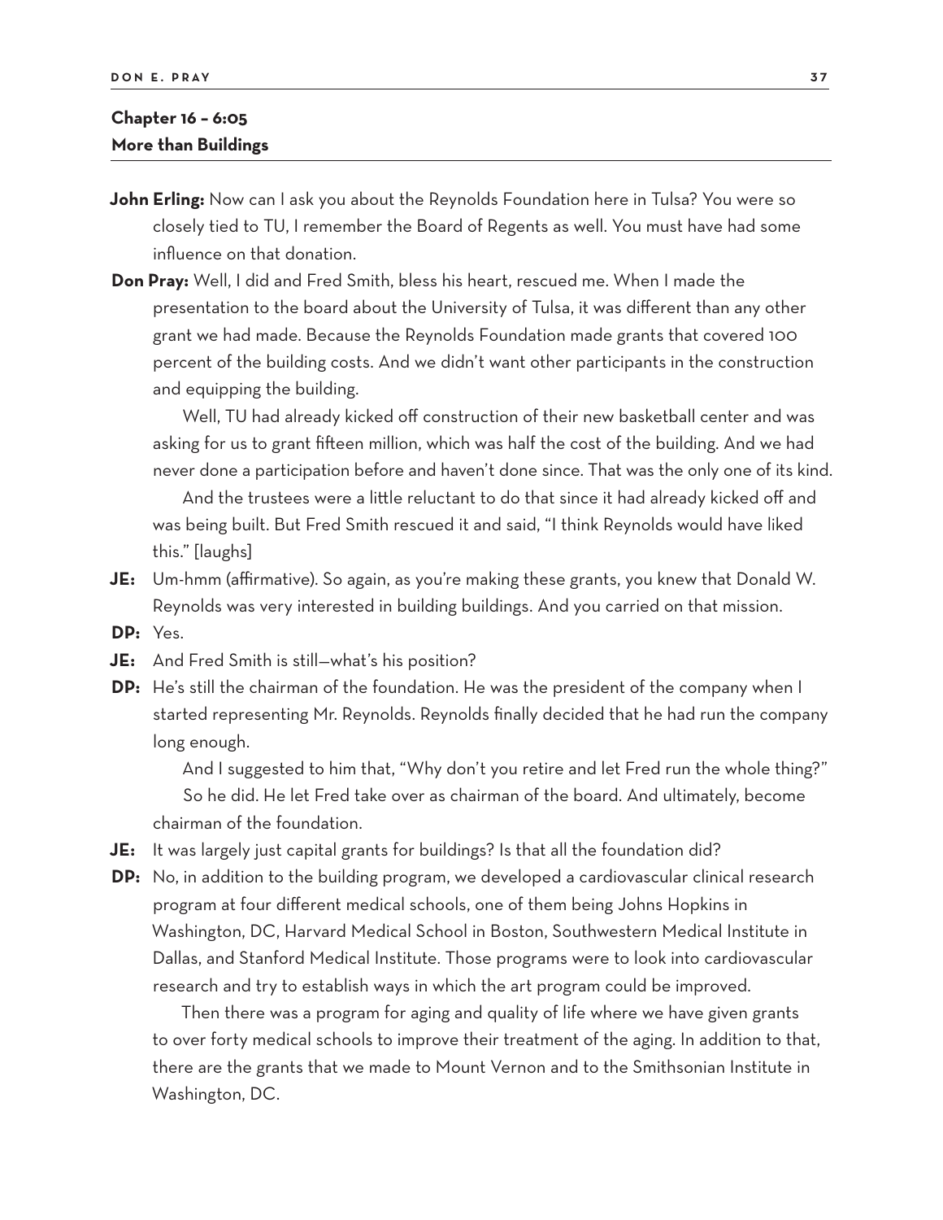## Chapter 16 – 6:05
## More than Buildings

**John Erling:** Now can I ask you about the Reynolds Foundation here in Tulsa? You were so closely tied to TU, I remember the Board of Regents as well. You must have had some influence on that donation.

**Don Pray:** Well, I did and Fred Smith, bless his heart, rescued me. When I made the presentation to the board about the University of Tulsa, it was different than any other grant we had made. Because the Reynolds Foundation made grants that covered 100 percent of the building costs. And we didn't want other participants in the construction and equipping the building.

Well, TU had already kicked off construction of their new basketball center and was asking for us to grant fifteen million, which was half the cost of the building. And we had never done a participation before and haven't done since. That was the only one of its kind.

And the trustees were a little reluctant to do that since it had already kicked off and was being built. But Fred Smith rescued it and said, "I think Reynolds would have liked this." [laughs]

**JE:** Um-hmm (affirmative). So again, as you're making these grants, you knew that Donald W. Reynolds was very interested in building buildings. And you carried on that mission.

**DP:** Yes.

**JE:** And Fred Smith is still—what's his position?

**DP:** He's still the chairman of the foundation. He was the president of the company when I started representing Mr. Reynolds. Reynolds finally decided that he had run the company long enough.

And I suggested to him that, "Why don't you retire and let Fred run the whole thing?"

So he did. He let Fred take over as chairman of the board. And ultimately, become chairman of the foundation.

**JE:** It was largely just capital grants for buildings? Is that all the foundation did?

**DP:** No, in addition to the building program, we developed a cardiovascular clinical research program at four different medical schools, one of them being Johns Hopkins in Washington, DC, Harvard Medical School in Boston, Southwestern Medical Institute in Dallas, and Stanford Medical Institute. Those programs were to look into cardiovascular research and try to establish ways in which the art program could be improved.

Then there was a program for aging and quality of life where we have given grants to over forty medical schools to improve their treatment of the aging. In addition to that, there are the grants that we made to Mount Vernon and to the Smithsonian Institute in Washington, DC.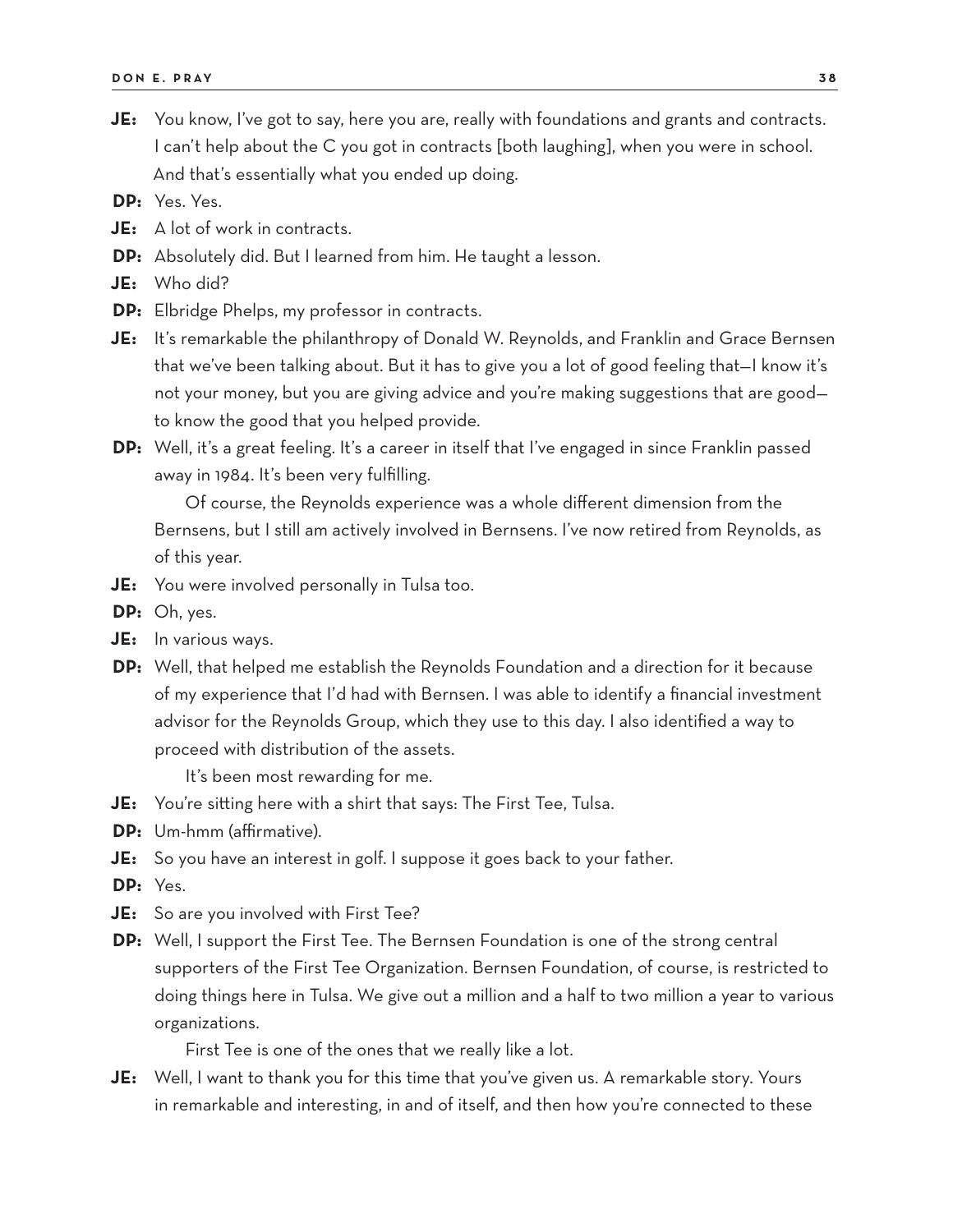**JE:** You know, I've got to say, here you are, really with foundations and grants and contracts. I can't help about the C you got in contracts [both laughing], when you were in school. And that's essentially what you ended up doing.

**DP:** Yes. Yes.

**JE:** A lot of work in contracts.

**DP:** Absolutely did. But I learned from him. He taught a lesson.

**JE:** Who did?

**DP:** Elbridge Phelps, my professor in contracts.

**JE:** It's remarkable the philanthropy of Donald W. Reynolds, and Franklin and Grace Bernsen that we've been talking about. But it has to give you a lot of good feeling that—I know it's not your money, but you are giving advice and you're making suggestions that are good—to know the good that you helped provide.

**DP:** Well, it's a great feeling. It's a career in itself that I've engaged in since Franklin passed away in 1984. It's been very fulfilling.

Of course, the Reynolds experience was a whole different dimension from the Bernsens, but I still am actively involved in Bernsens. I've now retired from Reynolds, as of this year.

**JE:** You were involved personally in Tulsa too.

**DP:** Oh, yes.

**JE:** In various ways.

**DP:** Well, that helped me establish the Reynolds Foundation and a direction for it because of my experience that I'd had with Bernsen. I was able to identify a financial investment advisor for the Reynolds Group, which they use to this day. I also identified a way to proceed with distribution of the assets.

It's been most rewarding for me.

**JE:** You're sitting here with a shirt that says: The First Tee, Tulsa.

**DP:** Um-hmm (affirmative).

**JE:** So you have an interest in golf. I suppose it goes back to your father.

**DP:** Yes.

**JE:** So are you involved with First Tee?

**DP:** Well, I support the First Tee. The Bernsen Foundation is one of the strong central supporters of the First Tee Organization. Bernsen Foundation, of course, is restricted to doing things here in Tulsa. We give out a million and a half to two million a year to various organizations.

First Tee is one of the ones that we really like a lot.

**JE:** Well, I want to thank you for this time that you've given us. A remarkable story. Yours in remarkable and interesting, in and of itself, and then how you're connected to these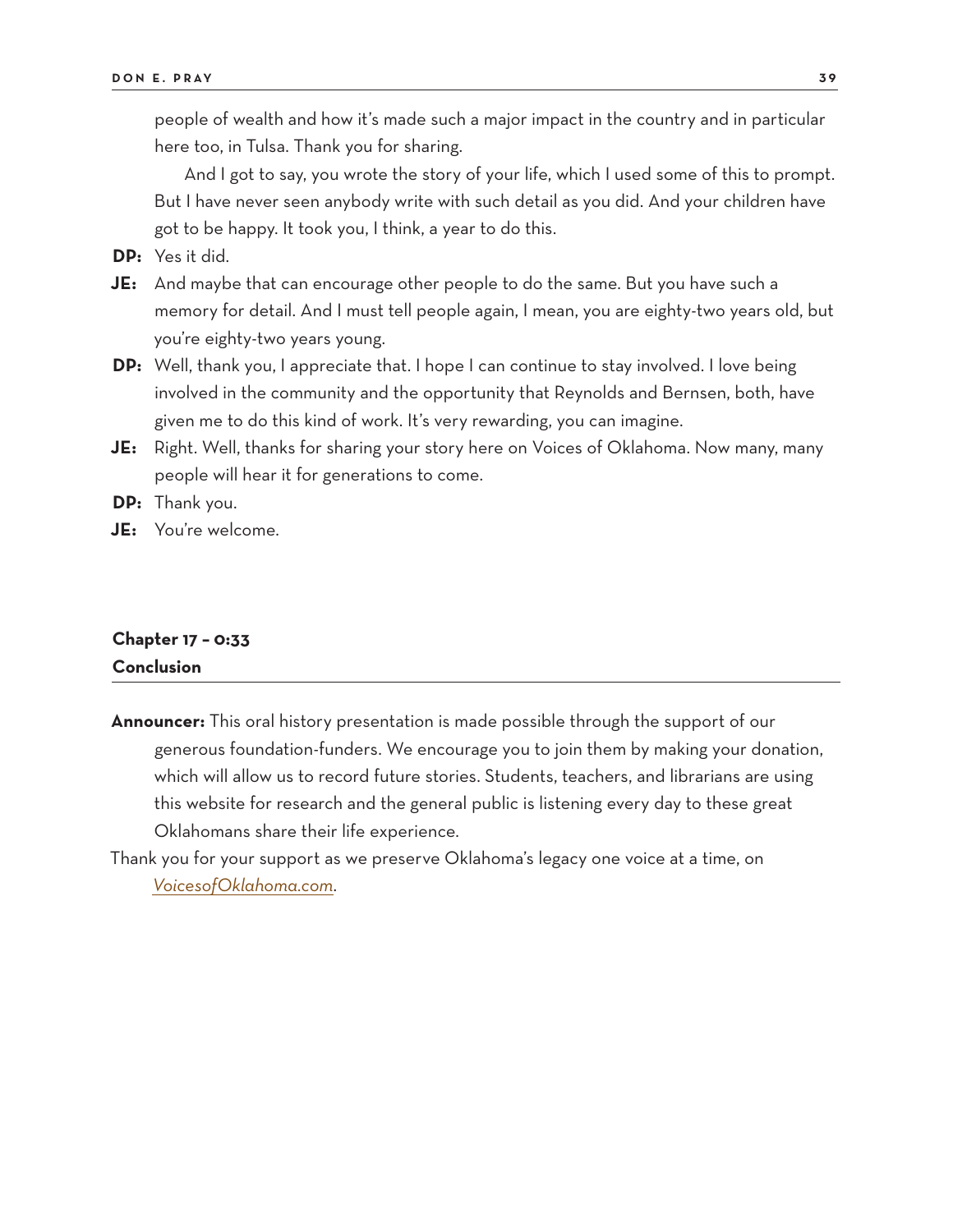people of wealth and how it's made such a major impact in the country and in particular here too, in Tulsa. Thank you for sharing.

And I got to say, you wrote the story of your life, which I used some of this to prompt. But I have never seen anybody write with such detail as you did. And your children have got to be happy. It took you, I think, a year to do this.

**DP:** Yes it did.

**JE:** And maybe that can encourage other people to do the same. But you have such a memory for detail. And I must tell people again, I mean, you are eighty-two years old, but you're eighty-two years young.

**DP:** Well, thank you, I appreciate that. I hope I can continue to stay involved. I love being involved in the community and the opportunity that Reynolds and Bernsen, both, have given me to do this kind of work. It's very rewarding, you can imagine.

**JE:** Right. Well, thanks for sharing your story here on Voices of Oklahoma. Now many, many people will hear it for generations to come.

**DP:** Thank you.

**JE:** You're welcome.

## Chapter 17 – 0:33
## Conclusion

**Announcer:** This oral history presentation is made possible through the support of our generous foundation-funders. We encourage you to join them by making your donation, which will allow us to record future stories. Students, teachers, and librarians are using this website for research and the general public is listening every day to these great Oklahomans share their life experience.

Thank you for your support as we preserve Oklahoma's legacy one voice at a time, on *VoicesofOklahoma.com*.